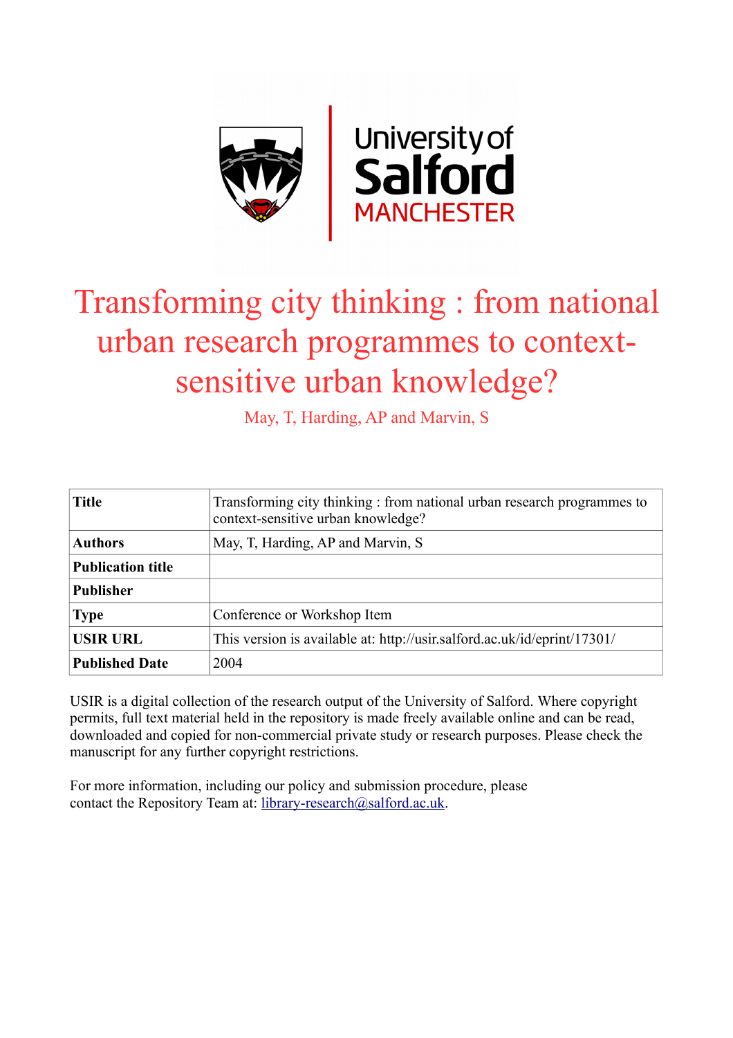# Transforming city thinking : from national urban research programmes to context-sensitive urban knowledge?

May, T, Harding, AP and Marvin, S

| **Title** | Transforming city thinking : from national urban research programmes to context-sensitive urban knowledge? |
|---|---|
| **Authors** | May, T, Harding, AP and Marvin, S |
| **Publication title** | |
| **Publisher** | |
| **Type** | Conference or Workshop Item |
| **USIR URL** | This version is available at: http://usir.salford.ac.uk/id/eprint/17301/ |
| **Published Date** | 2004 |

USIR is a digital collection of the research output of the University of Salford. Where copyright permits, full text material held in the repository is made freely available online and can be read, downloaded and copied for non-commercial private study or research purposes. Please check the manuscript for any further copyright restrictions.

For more information, including our policy and submission procedure, please contact the Repository Team at: library-research@salford.ac.uk.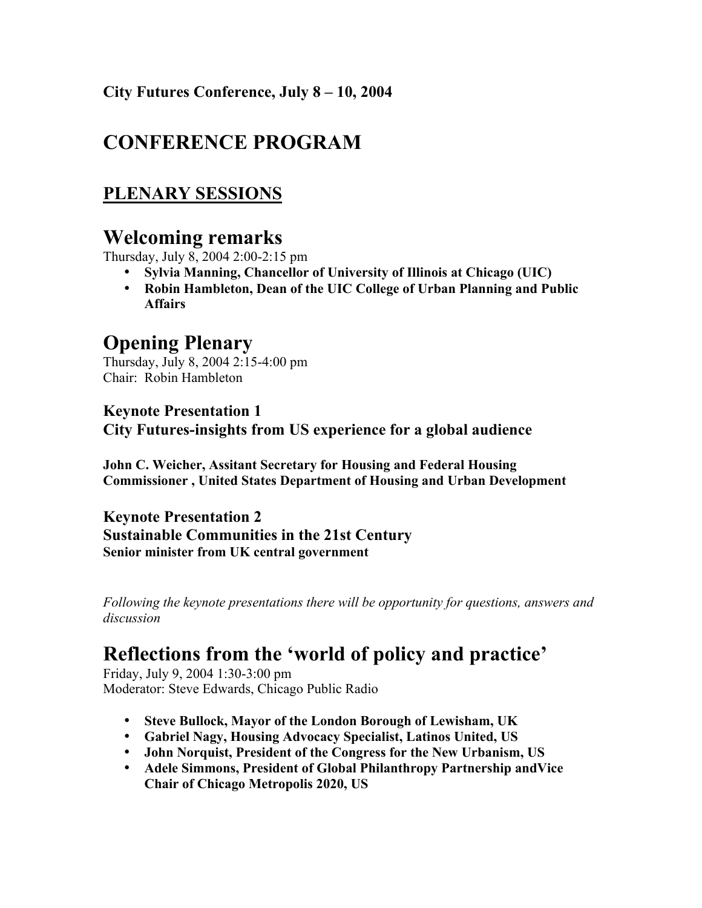**City Futures Conference, July 8 – 10, 2004**

# CONFERENCE PROGRAM

## PLENARY SESSIONS

## Welcoming remarks

Thursday, July 8, 2004 2:00-2:15 pm

- **Sylvia Manning, Chancellor of University of Illinois at Chicago (UIC)**
- **Robin Hambleton, Dean of the UIC College of Urban Planning and Public Affairs**

## Opening Plenary

Thursday, July 8, 2004 2:15-4:00 pm
Chair: Robin Hambleton

### Keynote Presentation 1
### City Futures-insights from US experience for a global audience

**John C. Weicher, Assitant Secretary for Housing and Federal Housing Commissioner , United States Department of Housing and Urban Development**

### Keynote Presentation 2
### Sustainable Communities in the 21st Century

**Senior minister from UK central government**

*Following the keynote presentations there will be opportunity for questions, answers and discussion*

## Reflections from the 'world of policy and practice'

Friday, July 9, 2004 1:30-3:00 pm
Moderator: Steve Edwards, Chicago Public Radio

- **Steve Bullock, Mayor of the London Borough of Lewisham, UK**
- **Gabriel Nagy, Housing Advocacy Specialist, Latinos United, US**
- **John Norquist, President of the Congress for the New Urbanism, US**
- **Adele Simmons, President of Global Philanthropy Partnership andVice Chair of Chicago Metropolis 2020, US**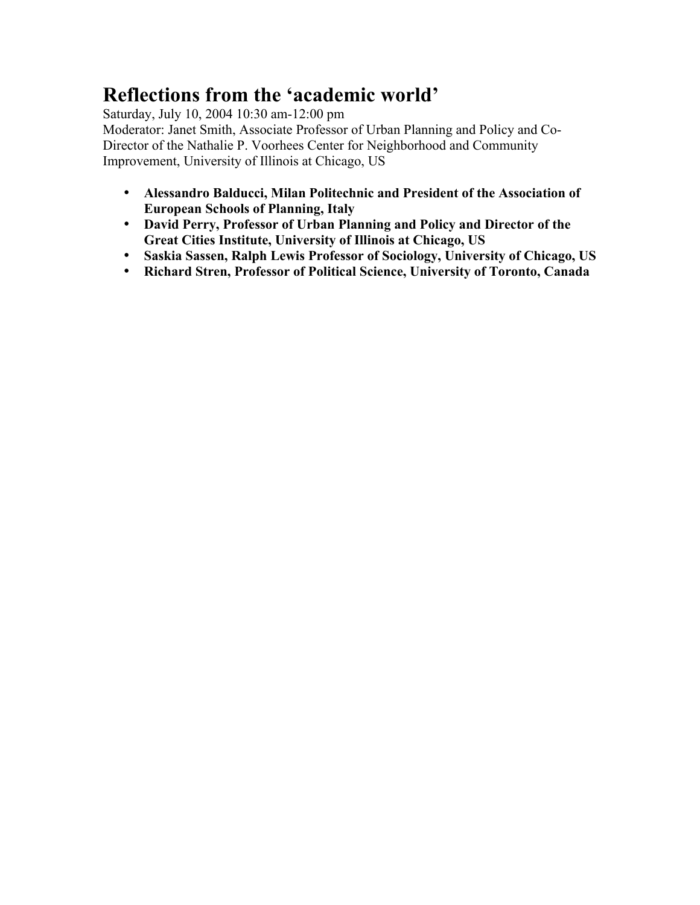# Reflections from the 'academic world'

Saturday, July 10, 2004 10:30 am-12:00 pm
Moderator: Janet Smith, Associate Professor of Urban Planning and Policy and Co-Director of the Nathalie P. Voorhees Center for Neighborhood and Community Improvement, University of Illinois at Chicago, US

- **Alessandro Balducci, Milan Politechnic and President of the Association of European Schools of Planning, Italy**
- **David Perry, Professor of Urban Planning and Policy and Director of the Great Cities Institute, University of Illinois at Chicago, US**
- **Saskia Sassen, Ralph Lewis Professor of Sociology, University of Chicago, US**
- **Richard Stren, Professor of Political Science, University of Toronto, Canada**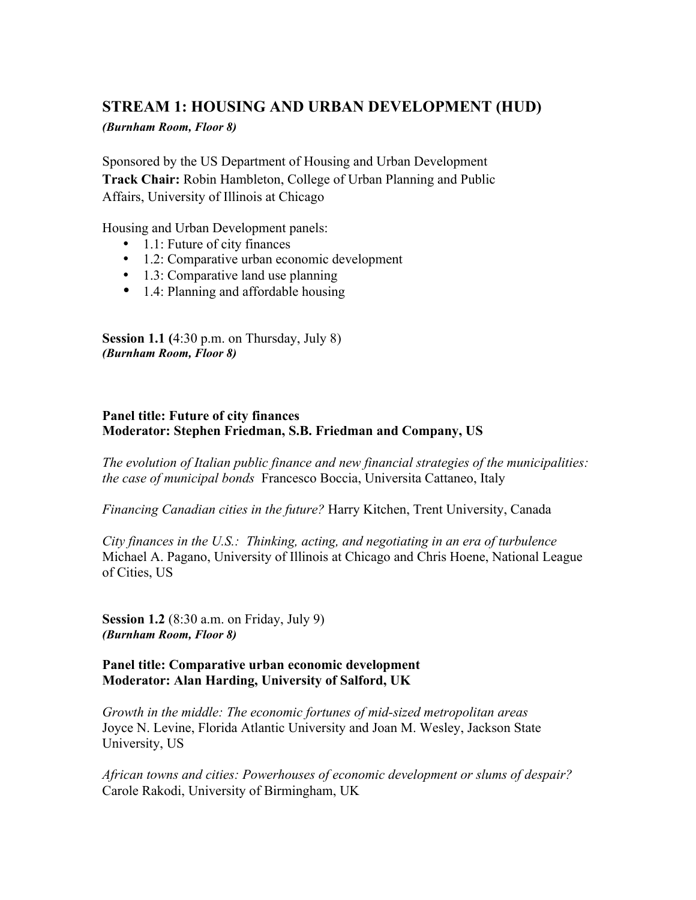## STREAM 1: HOUSING AND URBAN DEVELOPMENT (HUD)

***(Burnham Room, Floor 8)***

Sponsored by the US Department of Housing and Urban Development
**Track Chair:** Robin Hambleton, College of Urban Planning and Public Affairs, University of Illinois at Chicago

Housing and Urban Development panels:

- 1.1: Future of city finances
- 1.2: Comparative urban economic development
- 1.3: Comparative land use planning
- 1.4: Planning and affordable housing

**Session 1.1 (**4:30 p.m. on Thursday, July 8)
***(Burnham Room, Floor 8)***

**Panel title: Future of city finances**
**Moderator: Stephen Friedman, S.B. Friedman and Company, US**

*The evolution of Italian public finance and new financial strategies of the municipalities: the case of municipal bonds* Francesco Boccia, Universita Cattaneo, Italy

*Financing Canadian cities in the future?* Harry Kitchen, Trent University, Canada

*City finances in the U.S.: Thinking, acting, and negotiating in an era of turbulence* Michael A. Pagano, University of Illinois at Chicago and Chris Hoene, National League of Cities, US

**Session 1.2** (8:30 a.m. on Friday, July 9)
***(Burnham Room, Floor 8)***

**Panel title: Comparative urban economic development**
**Moderator: Alan Harding, University of Salford, UK**

*Growth in the middle: The economic fortunes of mid-sized metropolitan areas* Joyce N. Levine, Florida Atlantic University and Joan M. Wesley, Jackson State University, US

*African towns and cities: Powerhouses of economic development or slums of despair?* Carole Rakodi, University of Birmingham, UK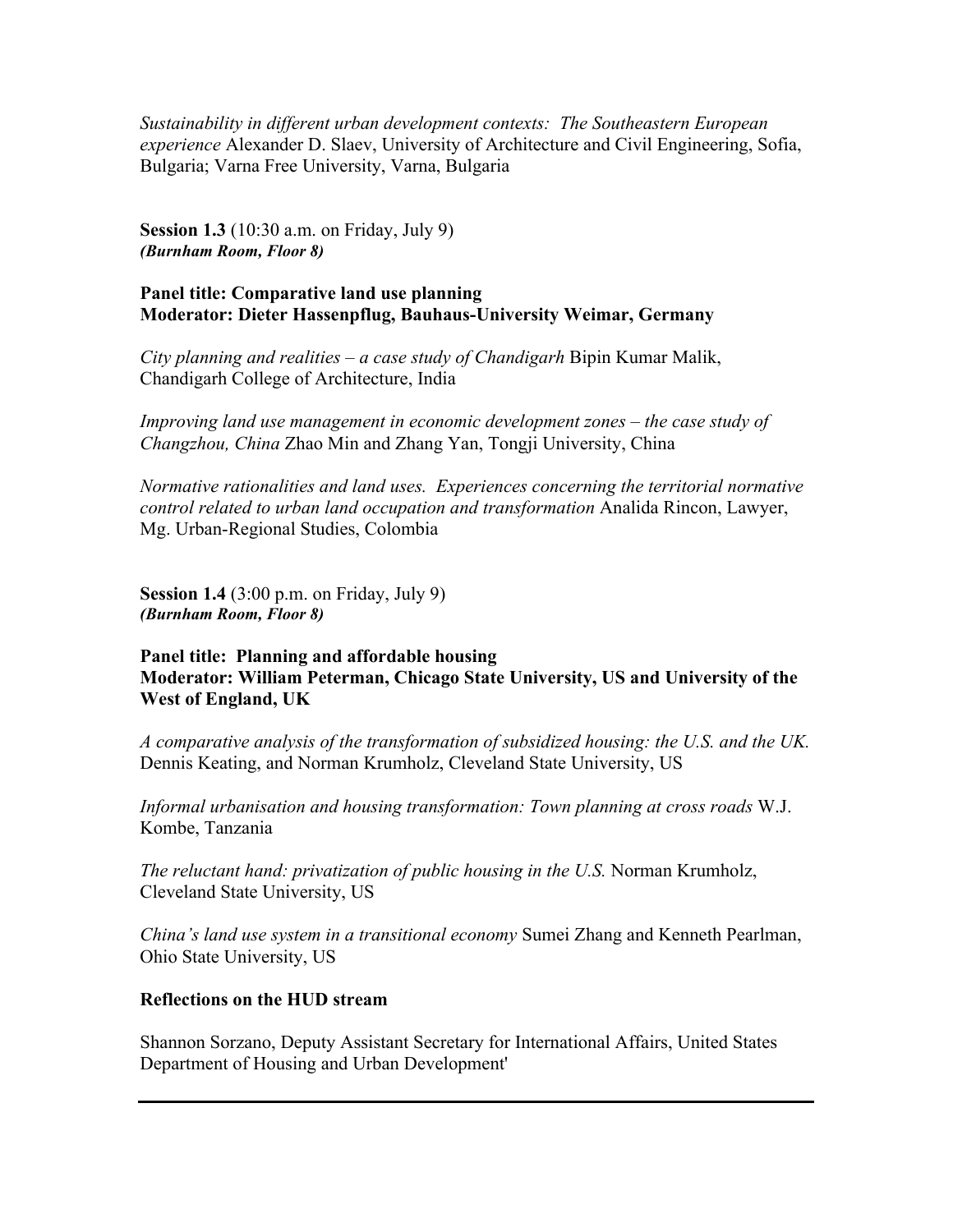*Sustainability in different urban development contexts: The Southeastern European experience* Alexander D. Slaev, University of Architecture and Civil Engineering, Sofia, Bulgaria; Varna Free University, Varna, Bulgaria

**Session 1.3** (10:30 a.m. on Friday, July 9)
***(Burnham Room, Floor 8)***

**Panel title: Comparative land use planning**
**Moderator: Dieter Hassenpflug, Bauhaus-University Weimar, Germany**

*City planning and realities – a case study of Chandigarh* Bipin Kumar Malik, Chandigarh College of Architecture, India

*Improving land use management in economic development zones – the case study of Changzhou, China* Zhao Min and Zhang Yan, Tongji University, China

*Normative rationalities and land uses. Experiences concerning the territorial normative control related to urban land occupation and transformation* Analida Rincon, Lawyer, Mg. Urban-Regional Studies, Colombia

**Session 1.4** (3:00 p.m. on Friday, July 9)
***(Burnham Room, Floor 8)***

**Panel title: Planning and affordable housing**
**Moderator: William Peterman, Chicago State University, US and University of the West of England, UK**

*A comparative analysis of the transformation of subsidized housing: the U.S. and the UK.* Dennis Keating, and Norman Krumholz, Cleveland State University, US

*Informal urbanisation and housing transformation: Town planning at cross roads* W.J. Kombe, Tanzania

*The reluctant hand: privatization of public housing in the U.S.* Norman Krumholz, Cleveland State University, US

*China's land use system in a transitional economy* Sumei Zhang and Kenneth Pearlman, Ohio State University, US

**Reflections on the HUD stream**

Shannon Sorzano, Deputy Assistant Secretary for International Affairs, United States Department of Housing and Urban Development'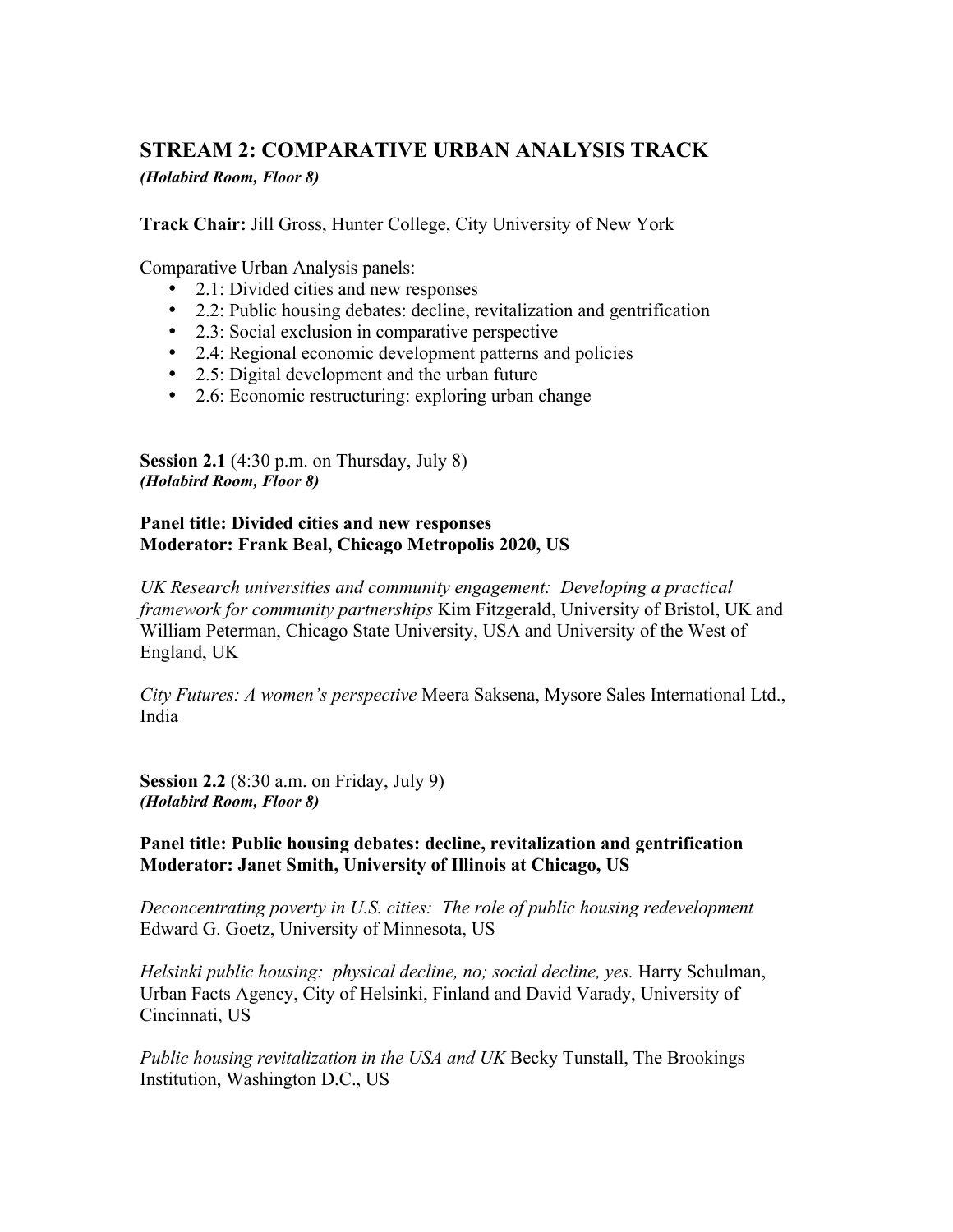## STREAM 2: COMPARATIVE URBAN ANALYSIS TRACK

***(Holabird Room, Floor 8)***

**Track Chair:** Jill Gross, Hunter College, City University of New York

Comparative Urban Analysis panels:

- 2.1: Divided cities and new responses
- 2.2: Public housing debates: decline, revitalization and gentrification
- 2.3: Social exclusion in comparative perspective
- 2.4: Regional economic development patterns and policies
- 2.5: Digital development and the urban future
- 2.6: Economic restructuring: exploring urban change

**Session 2.1** (4:30 p.m. on Thursday, July 8)
***(Holabird Room, Floor 8)***

**Panel title: Divided cities and new responses**
**Moderator: Frank Beal, Chicago Metropolis 2020, US**

*UK Research universities and community engagement: Developing a practical framework for community partnerships* Kim Fitzgerald, University of Bristol, UK and William Peterman, Chicago State University, USA and University of the West of England, UK

*City Futures: A women's perspective* Meera Saksena, Mysore Sales International Ltd., India

**Session 2.2** (8:30 a.m. on Friday, July 9)
***(Holabird Room, Floor 8)***

**Panel title: Public housing debates: decline, revitalization and gentrification**
**Moderator: Janet Smith, University of Illinois at Chicago, US**

*Deconcentrating poverty in U.S. cities: The role of public housing redevelopment* Edward G. Goetz, University of Minnesota, US

*Helsinki public housing: physical decline, no; social decline, yes.* Harry Schulman, Urban Facts Agency, City of Helsinki, Finland and David Varady, University of Cincinnati, US

*Public housing revitalization in the USA and UK* Becky Tunstall, The Brookings Institution, Washington D.C., US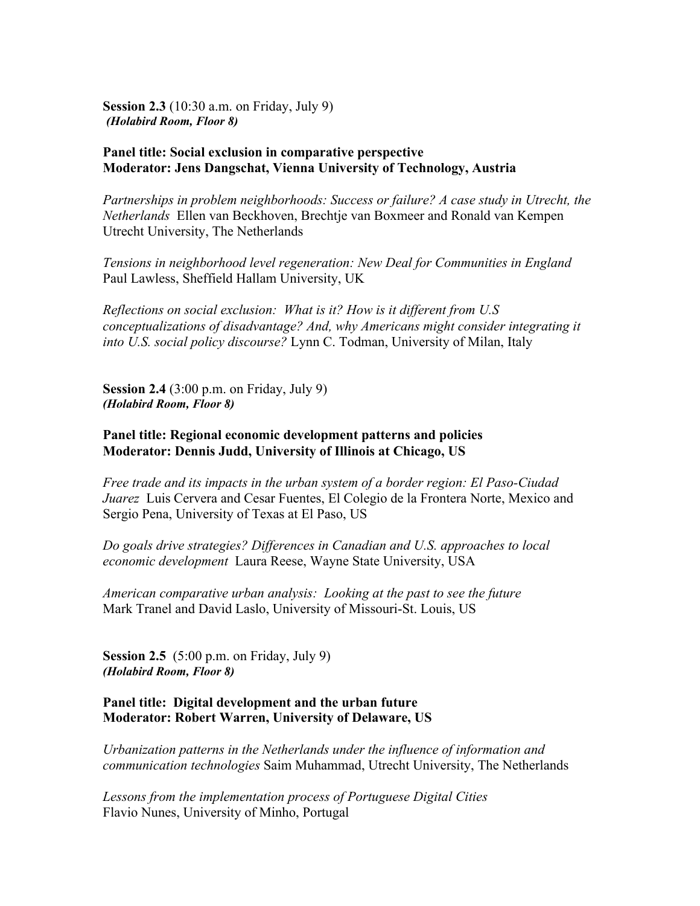**Session 2.3** (10:30 a.m. on Friday, July 9)
***(Holabird Room, Floor 8)***

**Panel title: Social exclusion in comparative perspective**
**Moderator: Jens Dangschat, Vienna University of Technology, Austria**

*Partnerships in problem neighborhoods: Success or failure? A case study in Utrecht, the Netherlands* Ellen van Beckhoven, Brechtje van Boxmeer and Ronald van Kempen Utrecht University, The Netherlands

*Tensions in neighborhood level regeneration: New Deal for Communities in England* Paul Lawless, Sheffield Hallam University, UK

*Reflections on social exclusion: What is it? How is it different from U.S conceptualizations of disadvantage? And, why Americans might consider integrating it into U.S. social policy discourse?* Lynn C. Todman, University of Milan, Italy

**Session 2.4** (3:00 p.m. on Friday, July 9)
***(Holabird Room, Floor 8)***

**Panel title: Regional economic development patterns and policies**
**Moderator: Dennis Judd, University of Illinois at Chicago, US**

*Free trade and its impacts in the urban system of a border region: El Paso-Ciudad Juarez* Luis Cervera and Cesar Fuentes, El Colegio de la Frontera Norte, Mexico and Sergio Pena, University of Texas at El Paso, US

*Do goals drive strategies? Differences in Canadian and U.S. approaches to local economic development* Laura Reese, Wayne State University, USA

*American comparative urban analysis: Looking at the past to see the future* Mark Tranel and David Laslo, University of Missouri-St. Louis, US

**Session 2.5** (5:00 p.m. on Friday, July 9)
***(Holabird Room, Floor 8)***

**Panel title: Digital development and the urban future**
**Moderator: Robert Warren, University of Delaware, US**

*Urbanization patterns in the Netherlands under the influence of information and communication technologies* Saim Muhammad, Utrecht University, The Netherlands

*Lessons from the implementation process of Portuguese Digital Cities* Flavio Nunes, University of Minho, Portugal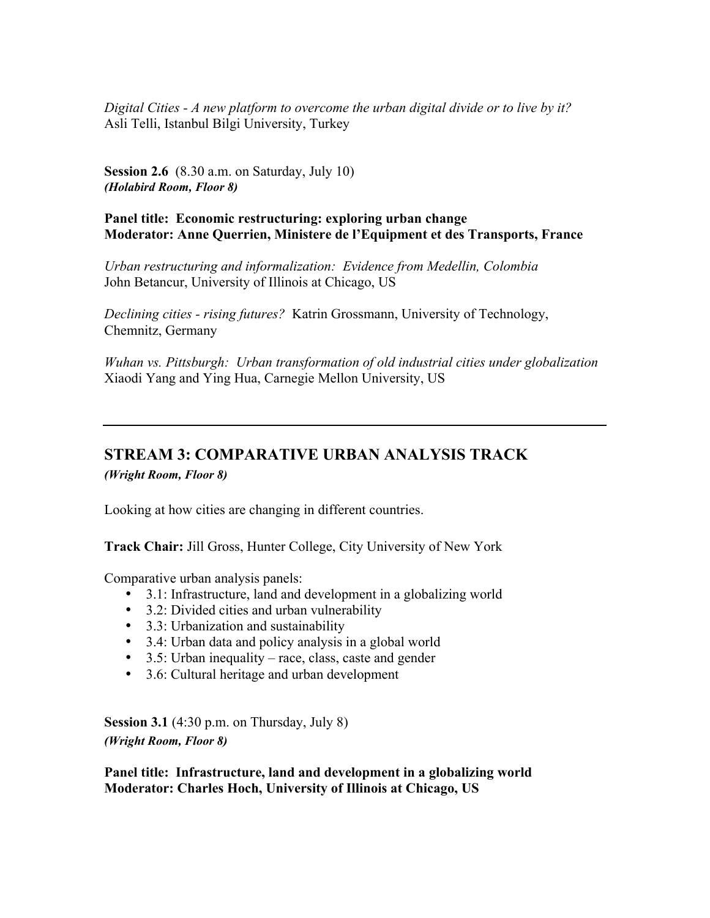*Digital Cities - A new platform to overcome the urban digital divide or to live by it?*
Asli Telli, Istanbul Bilgi University, Turkey

**Session 2.6** (8.30 a.m. on Saturday, July 10)
***(Holabird Room, Floor 8)***

**Panel title: Economic restructuring: exploring urban change**
**Moderator: Anne Querrien, Ministere de l'Equipment et des Transports, France**

*Urban restructuring and informalization: Evidence from Medellin, Colombia*
John Betancur, University of Illinois at Chicago, US

*Declining cities - rising futures?* Katrin Grossmann, University of Technology, Chemnitz, Germany

*Wuhan vs. Pittsburgh: Urban transformation of old industrial cities under globalization*
Xiaodi Yang and Ying Hua, Carnegie Mellon University, US

---

## STREAM 3: COMPARATIVE URBAN ANALYSIS TRACK

***(Wright Room, Floor 8)***

Looking at how cities are changing in different countries.

**Track Chair:** Jill Gross, Hunter College, City University of New York

Comparative urban analysis panels:

- 3.1: Infrastructure, land and development in a globalizing world
- 3.2: Divided cities and urban vulnerability
- 3.3: Urbanization and sustainability
- 3.4: Urban data and policy analysis in a global world
- 3.5: Urban inequality – race, class, caste and gender
- 3.6: Cultural heritage and urban development

**Session 3.1** (4:30 p.m. on Thursday, July 8)
***(Wright Room, Floor 8)***

**Panel title: Infrastructure, land and development in a globalizing world**
**Moderator: Charles Hoch, University of Illinois at Chicago, US**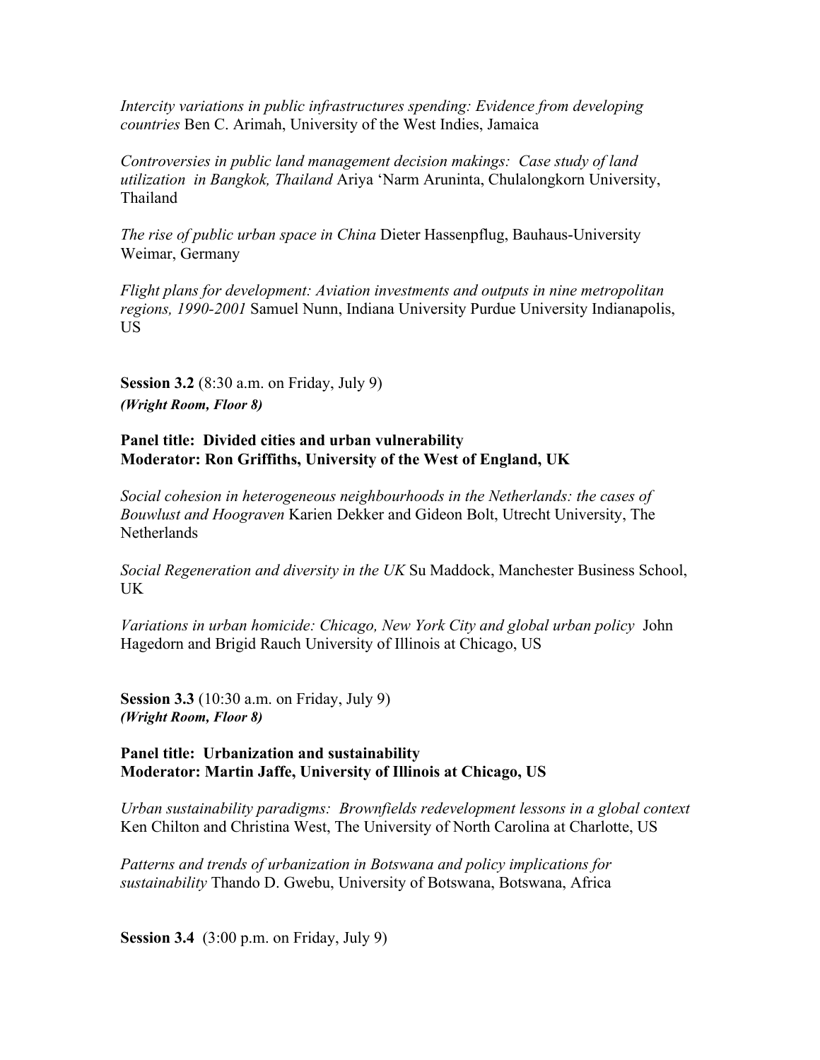*Intercity variations in public infrastructures spending: Evidence from developing countries* Ben C. Arimah, University of the West Indies, Jamaica

*Controversies in public land management decision makings: Case study of land utilization in Bangkok, Thailand* Ariya 'Narm Aruninta, Chulalongkorn University, Thailand

*The rise of public urban space in China* Dieter Hassenpflug, Bauhaus-University Weimar, Germany

*Flight plans for development: Aviation investments and outputs in nine metropolitan regions, 1990-2001* Samuel Nunn, Indiana University Purdue University Indianapolis, US

**Session 3.2** (8:30 a.m. on Friday, July 9)
***(Wright Room, Floor 8)***

**Panel title: Divided cities and urban vulnerability**
**Moderator: Ron Griffiths, University of the West of England, UK**

*Social cohesion in heterogeneous neighbourhoods in the Netherlands: the cases of Bouwlust and Hoograven* Karien Dekker and Gideon Bolt, Utrecht University, The Netherlands

*Social Regeneration and diversity in the UK* Su Maddock, Manchester Business School, UK

*Variations in urban homicide: Chicago, New York City and global urban policy* John Hagedorn and Brigid Rauch University of Illinois at Chicago, US

**Session 3.3** (10:30 a.m. on Friday, July 9)
***(Wright Room, Floor 8)***

**Panel title: Urbanization and sustainability**
**Moderator: Martin Jaffe, University of Illinois at Chicago, US**

*Urban sustainability paradigms: Brownfields redevelopment lessons in a global context* Ken Chilton and Christina West, The University of North Carolina at Charlotte, US

*Patterns and trends of urbanization in Botswana and policy implications for sustainability* Thando D. Gwebu, University of Botswana, Botswana, Africa

**Session 3.4** (3:00 p.m. on Friday, July 9)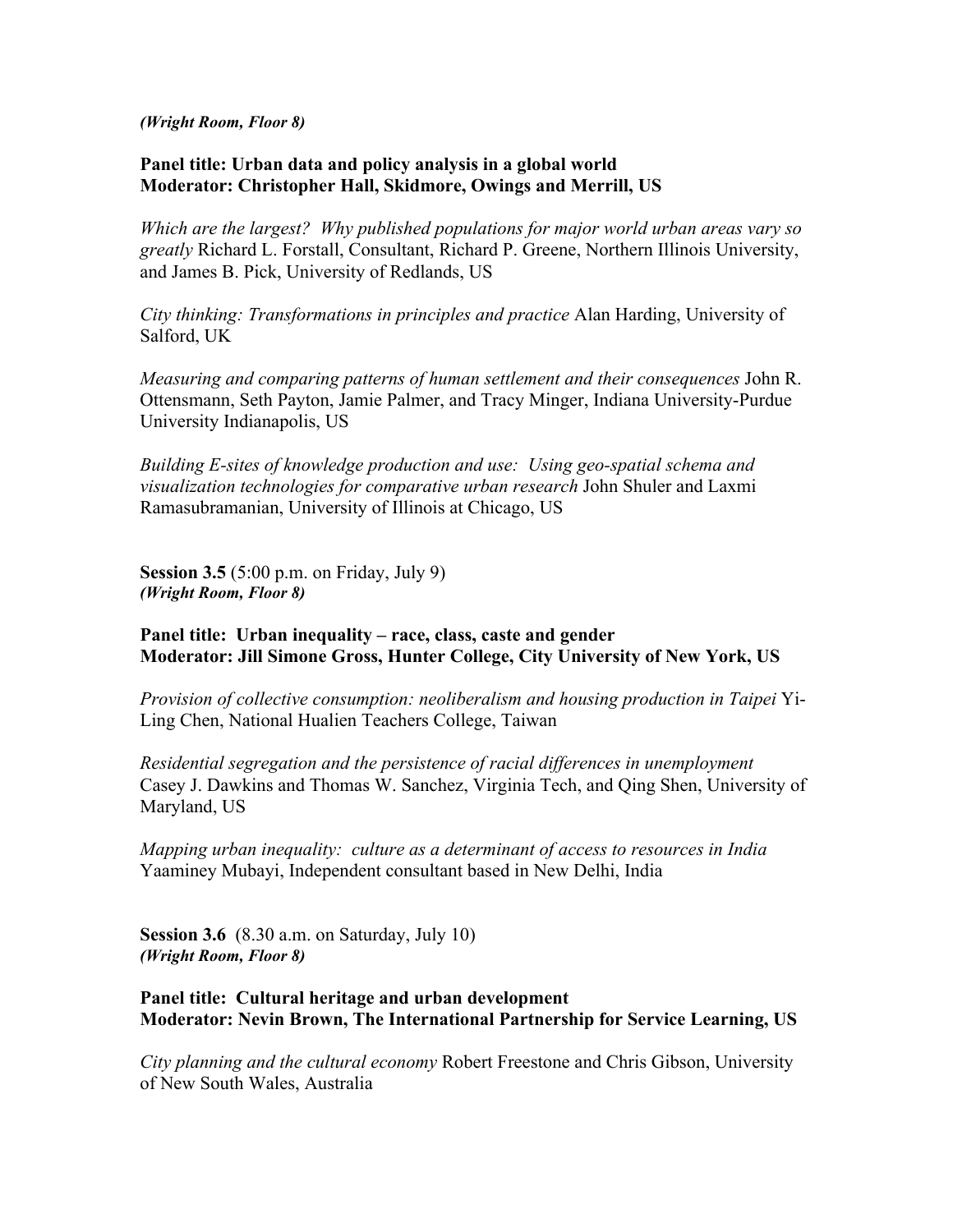***(Wright Room, Floor 8)***

**Panel title: Urban data and policy analysis in a global world**
**Moderator: Christopher Hall, Skidmore, Owings and Merrill, US**

*Which are the largest? Why published populations for major world urban areas vary so greatly* Richard L. Forstall, Consultant, Richard P. Greene, Northern Illinois University, and James B. Pick, University of Redlands, US

*City thinking: Transformations in principles and practice* Alan Harding, University of Salford, UK

*Measuring and comparing patterns of human settlement and their consequences* John R. Ottensmann, Seth Payton, Jamie Palmer, and Tracy Minger, Indiana University-Purdue University Indianapolis, US

*Building E-sites of knowledge production and use: Using geo-spatial schema and visualization technologies for comparative urban research* John Shuler and Laxmi Ramasubramanian, University of Illinois at Chicago, US

**Session 3.5** (5:00 p.m. on Friday, July 9)
***(Wright Room, Floor 8)***

**Panel title: Urban inequality – race, class, caste and gender**
**Moderator: Jill Simone Gross, Hunter College, City University of New York, US**

*Provision of collective consumption: neoliberalism and housing production in Taipei* Yi-Ling Chen, National Hualien Teachers College, Taiwan

*Residential segregation and the persistence of racial differences in unemployment* Casey J. Dawkins and Thomas W. Sanchez, Virginia Tech, and Qing Shen, University of Maryland, US

*Mapping urban inequality: culture as a determinant of access to resources in India* Yaaminey Mubayi, Independent consultant based in New Delhi, India

**Session 3.6** (8.30 a.m. on Saturday, July 10)
***(Wright Room, Floor 8)***

**Panel title: Cultural heritage and urban development**
**Moderator: Nevin Brown, The International Partnership for Service Learning, US**

*City planning and the cultural economy* Robert Freestone and Chris Gibson, University of New South Wales, Australia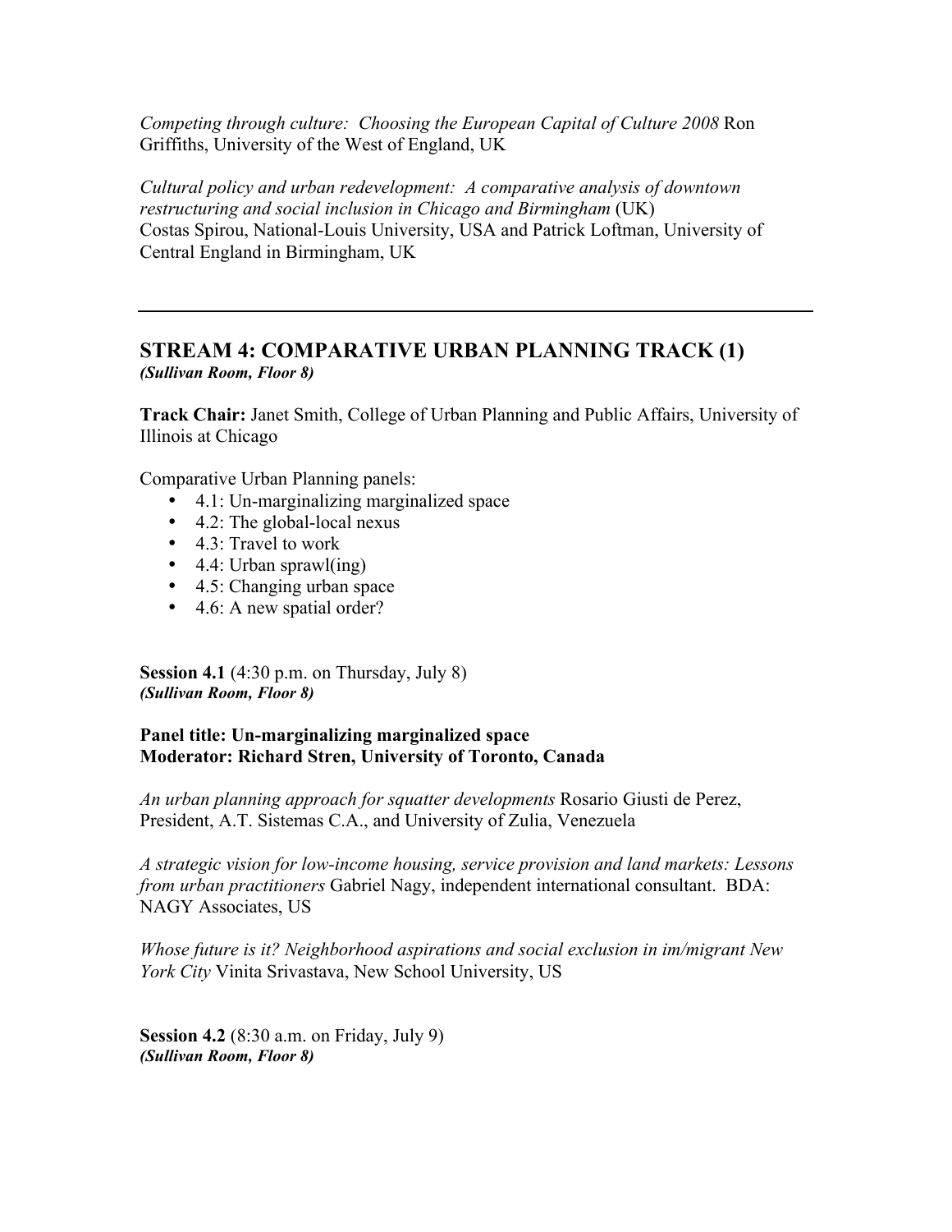*Competing through culture: Choosing the European Capital of Culture 2008* Ron Griffiths, University of the West of England, UK

*Cultural policy and urban redevelopment: A comparative analysis of downtown restructuring and social inclusion in Chicago and Birmingham* (UK)
Costas Spirou, National-Louis University, USA and Patrick Loftman, University of Central England in Birmingham, UK

---

## STREAM 4: COMPARATIVE URBAN PLANNING TRACK (1)

***(Sullivan Room, Floor 8)***

**Track Chair:** Janet Smith, College of Urban Planning and Public Affairs, University of Illinois at Chicago

Comparative Urban Planning panels:

- 4.1: Un-marginalizing marginalized space
- 4.2: The global-local nexus
- 4.3: Travel to work
- 4.4: Urban sprawl(ing)
- 4.5: Changing urban space
- 4.6: A new spatial order?

**Session 4.1** (4:30 p.m. on Thursday, July 8)
***(Sullivan Room, Floor 8)***

**Panel title: Un-marginalizing marginalized space**
**Moderator: Richard Stren, University of Toronto, Canada**

*An urban planning approach for squatter developments* Rosario Giusti de Perez, President, A.T. Sistemas C.A., and University of Zulia, Venezuela

*A strategic vision for low-income housing, service provision and land markets: Lessons from urban practitioners* Gabriel Nagy, independent international consultant. BDA: NAGY Associates, US

*Whose future is it? Neighborhood aspirations and social exclusion in im/migrant New York City* Vinita Srivastava, New School University, US

**Session 4.2** (8:30 a.m. on Friday, July 9)
***(Sullivan Room, Floor 8)***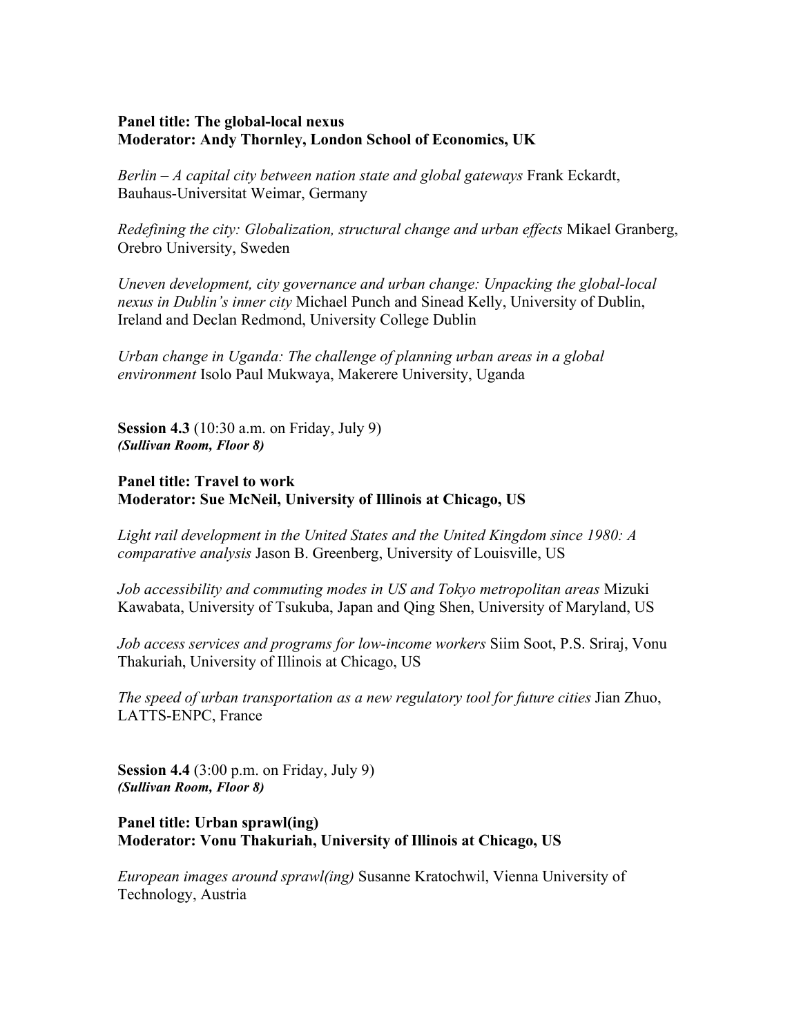**Panel title: The global-local nexus**
**Moderator: Andy Thornley, London School of Economics, UK**

*Berlin – A capital city between nation state and global gateways* Frank Eckardt, Bauhaus-Universitat Weimar, Germany

*Redefining the city: Globalization, structural change and urban effects* Mikael Granberg, Orebro University, Sweden

*Uneven development, city governance and urban change: Unpacking the global-local nexus in Dublin's inner city* Michael Punch and Sinead Kelly, University of Dublin, Ireland and Declan Redmond, University College Dublin

*Urban change in Uganda: The challenge of planning urban areas in a global environment* Isolo Paul Mukwaya, Makerere University, Uganda

**Session 4.3** (10:30 a.m. on Friday, July 9)
***(Sullivan Room, Floor 8)***

**Panel title: Travel to work**
**Moderator: Sue McNeil, University of Illinois at Chicago, US**

*Light rail development in the United States and the United Kingdom since 1980: A comparative analysis* Jason B. Greenberg, University of Louisville, US

*Job accessibility and commuting modes in US and Tokyo metropolitan areas* Mizuki Kawabata, University of Tsukuba, Japan and Qing Shen, University of Maryland, US

*Job access services and programs for low-income workers* Siim Soot, P.S. Sriraj, Vonu Thakuriah, University of Illinois at Chicago, US

*The speed of urban transportation as a new regulatory tool for future cities* Jian Zhuo, LATTS-ENPC, France

**Session 4.4** (3:00 p.m. on Friday, July 9)
***(Sullivan Room, Floor 8)***

**Panel title: Urban sprawl(ing)**
**Moderator: Vonu Thakuriah, University of Illinois at Chicago, US**

*European images around sprawl(ing)* Susanne Kratochwil, Vienna University of Technology, Austria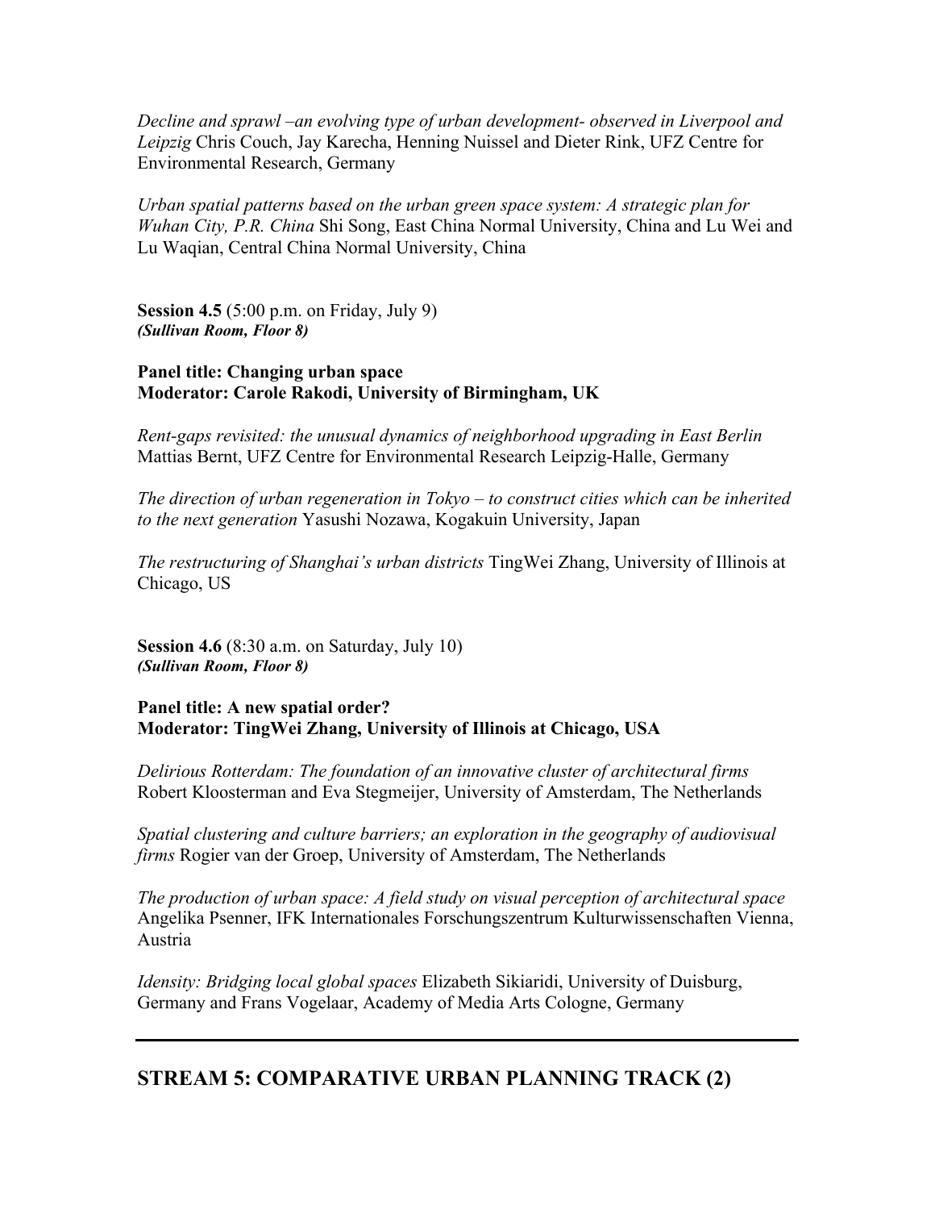*Decline and sprawl –an evolving type of urban development- observed in Liverpool and Leipzig* Chris Couch, Jay Karecha, Henning Nuissel and Dieter Rink, UFZ Centre for Environmental Research, Germany

*Urban spatial patterns based on the urban green space system: A strategic plan for Wuhan City, P.R. China* Shi Song, East China Normal University, China and Lu Wei and Lu Waqian, Central China Normal University, China

**Session 4.5** (5:00 p.m. on Friday, July 9)
***(Sullivan Room, Floor 8)***

**Panel title: Changing urban space**
**Moderator: Carole Rakodi, University of Birmingham, UK**

*Rent-gaps revisited: the unusual dynamics of neighborhood upgrading in East Berlin* Mattias Bernt, UFZ Centre for Environmental Research Leipzig-Halle, Germany

*The direction of urban regeneration in Tokyo – to construct cities which can be inherited to the next generation* Yasushi Nozawa, Kogakuin University, Japan

*The restructuring of Shanghai's urban districts* TingWei Zhang, University of Illinois at Chicago, US

**Session 4.6** (8:30 a.m. on Saturday, July 10)
***(Sullivan Room, Floor 8)***

**Panel title: A new spatial order?**
**Moderator: TingWei Zhang, University of Illinois at Chicago, USA**

*Delirious Rotterdam: The foundation of an innovative cluster of architectural firms* Robert Kloosterman and Eva Stegmeijer, University of Amsterdam, The Netherlands

*Spatial clustering and culture barriers; an exploration in the geography of audiovisual firms* Rogier van der Groep, University of Amsterdam, The Netherlands

*The production of urban space: A field study on visual perception of architectural space* Angelika Psenner, IFK Internationales Forschungszentrum Kulturwissenschaften Vienna, Austria

*Idensity: Bridging local global spaces* Elizabeth Sikiaridi, University of Duisburg, Germany and Frans Vogelaar, Academy of Media Arts Cologne, Germany

---

## STREAM 5: COMPARATIVE URBAN PLANNING TRACK (2)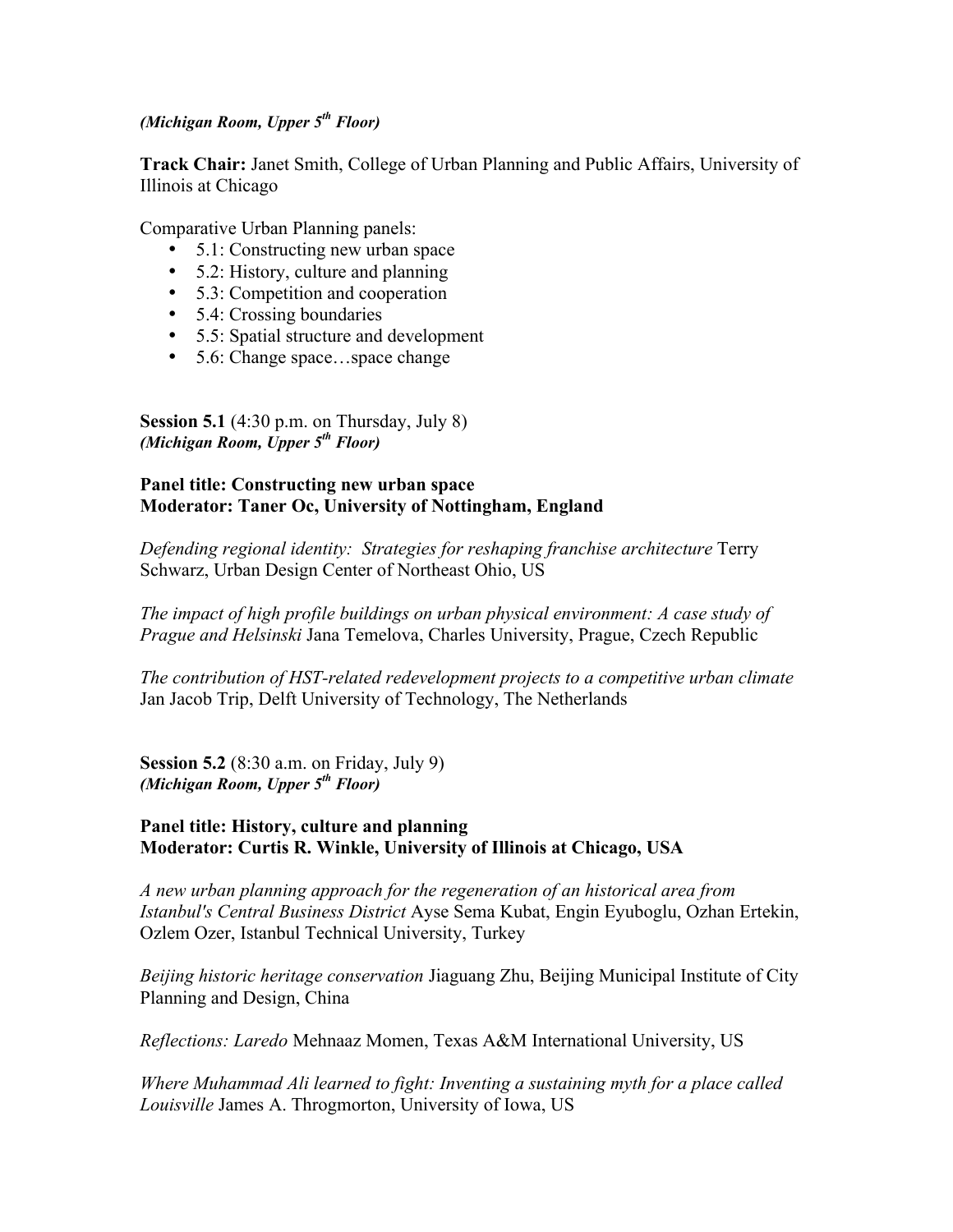***(Michigan Room, Upper 5th Floor)***

**Track Chair:** Janet Smith, College of Urban Planning and Public Affairs, University of Illinois at Chicago

Comparative Urban Planning panels:

- 5.1: Constructing new urban space
- 5.2: History, culture and planning
- 5.3: Competition and cooperation
- 5.4: Crossing boundaries
- 5.5: Spatial structure and development
- 5.6: Change space…space change

**Session 5.1** (4:30 p.m. on Thursday, July 8)
***(Michigan Room, Upper 5th Floor)***

**Panel title: Constructing new urban space**
**Moderator: Taner Oc, University of Nottingham, England**

*Defending regional identity: Strategies for reshaping franchise architecture* Terry Schwarz, Urban Design Center of Northeast Ohio, US

*The impact of high profile buildings on urban physical environment: A case study of Prague and Helsinki* Jana Temelova, Charles University, Prague, Czech Republic

*The contribution of HST-related redevelopment projects to a competitive urban climate* Jan Jacob Trip, Delft University of Technology, The Netherlands

**Session 5.2** (8:30 a.m. on Friday, July 9)
***(Michigan Room, Upper 5th Floor)***

**Panel title: History, culture and planning**
**Moderator: Curtis R. Winkle, University of Illinois at Chicago, USA**

*A new urban planning approach for the regeneration of an historical area from Istanbul's Central Business District* Ayse Sema Kubat, Engin Eyuboglu, Ozhan Ertekin, Ozlem Ozer, Istanbul Technical University, Turkey

*Beijing historic heritage conservation* Jiaguang Zhu, Beijing Municipal Institute of City Planning and Design, China

*Reflections: Laredo* Mehnaaz Momen, Texas A&M International University, US

*Where Muhammad Ali learned to fight: Inventing a sustaining myth for a place called Louisville* James A. Throgmorton, University of Iowa, US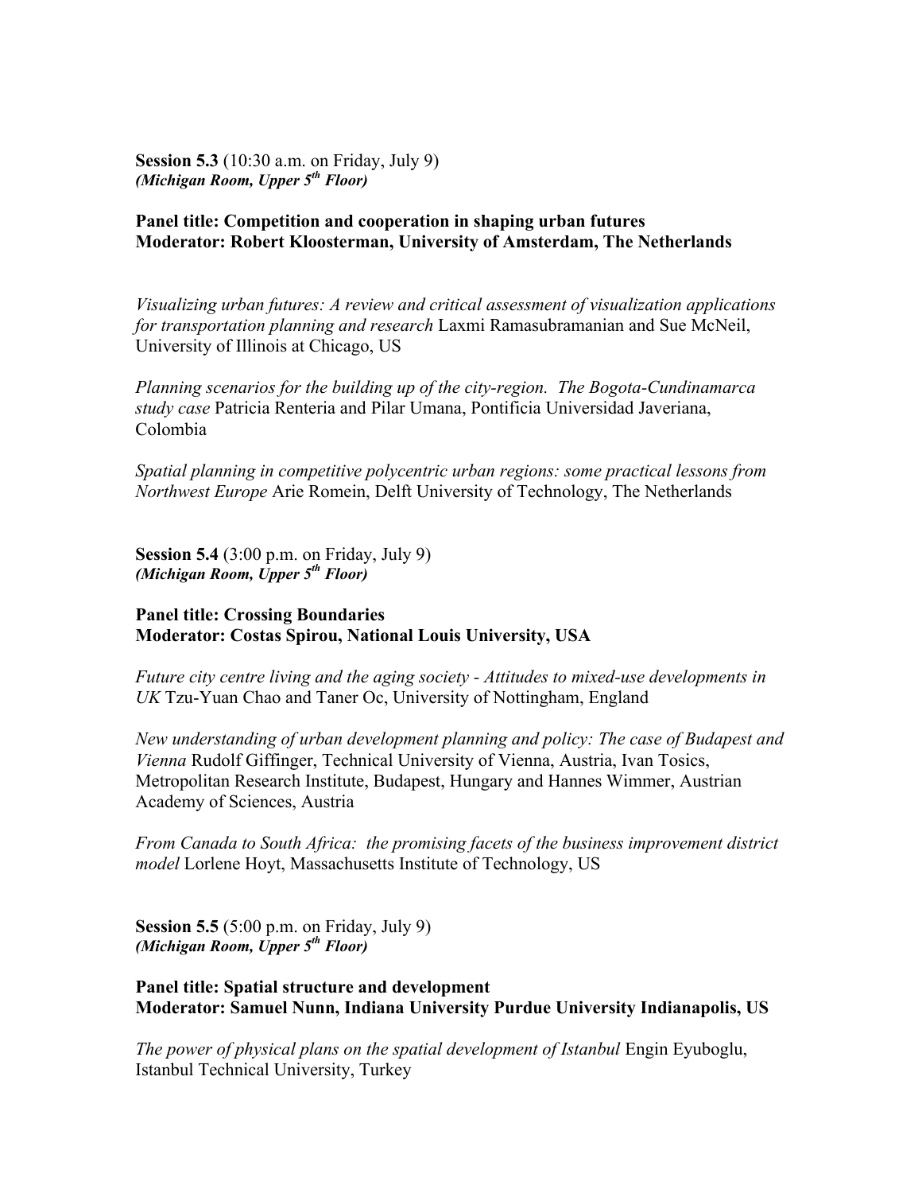**Session 5.3** (10:30 a.m. on Friday, July 9)
***(Michigan Room, Upper 5th Floor)***

**Panel title: Competition and cooperation in shaping urban futures**
**Moderator: Robert Kloosterman, University of Amsterdam, The Netherlands**

*Visualizing urban futures: A review and critical assessment of visualization applications for transportation planning and research* Laxmi Ramasubramanian and Sue McNeil, University of Illinois at Chicago, US

*Planning scenarios for the building up of the city-region. The Bogota-Cundinamarca study case* Patricia Renteria and Pilar Umana, Pontificia Universidad Javeriana, Colombia

*Spatial planning in competitive polycentric urban regions: some practical lessons from Northwest Europe* Arie Romein, Delft University of Technology, The Netherlands

**Session 5.4** (3:00 p.m. on Friday, July 9)
***(Michigan Room, Upper 5th Floor)***

**Panel title: Crossing Boundaries**
**Moderator: Costas Spirou, National Louis University, USA**

*Future city centre living and the aging society - Attitudes to mixed-use developments in UK* Tzu-Yuan Chao and Taner Oc, University of Nottingham, England

*New understanding of urban development planning and policy: The case of Budapest and Vienna* Rudolf Giffinger, Technical University of Vienna, Austria, Ivan Tosics, Metropolitan Research Institute, Budapest, Hungary and Hannes Wimmer, Austrian Academy of Sciences, Austria

*From Canada to South Africa: the promising facets of the business improvement district model* Lorlene Hoyt, Massachusetts Institute of Technology, US

**Session 5.5** (5:00 p.m. on Friday, July 9)
***(Michigan Room, Upper 5th Floor)***

**Panel title: Spatial structure and development**
**Moderator: Samuel Nunn, Indiana University Purdue University Indianapolis, US**

*The power of physical plans on the spatial development of Istanbul* Engin Eyuboglu, Istanbul Technical University, Turkey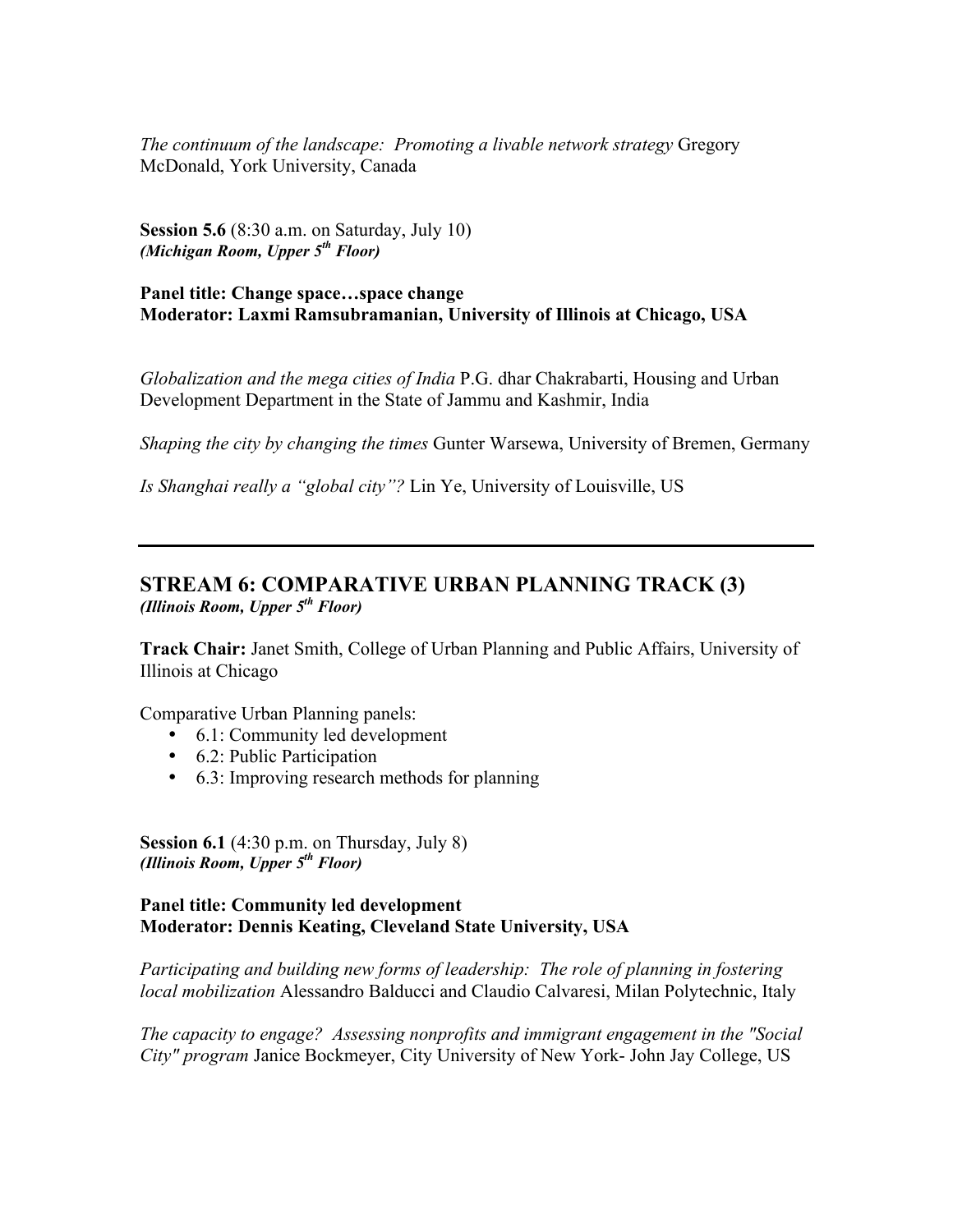*The continuum of the landscape: Promoting a livable network strategy* Gregory McDonald, York University, Canada

**Session 5.6** (8:30 a.m. on Saturday, July 10)
***(Michigan Room, Upper 5th Floor)***

**Panel title: Change space…space change**
**Moderator: Laxmi Ramsubramanian, University of Illinois at Chicago, USA**

*Globalization and the mega cities of India* P.G. dhar Chakrabarti, Housing and Urban Development Department in the State of Jammu and Kashmir, India

*Shaping the city by changing the times* Gunter Warsewa, University of Bremen, Germany

*Is Shanghai really a "global city"?* Lin Ye, University of Louisville, US

---

## STREAM 6: COMPARATIVE URBAN PLANNING TRACK (3)
***(Illinois Room, Upper 5th Floor)***

**Track Chair:** Janet Smith, College of Urban Planning and Public Affairs, University of Illinois at Chicago

Comparative Urban Planning panels:

- 6.1: Community led development
- 6.2: Public Participation
- 6.3: Improving research methods for planning

**Session 6.1** (4:30 p.m. on Thursday, July 8)
***(Illinois Room, Upper 5th Floor)***

**Panel title: Community led development**
**Moderator: Dennis Keating, Cleveland State University, USA**

*Participating and building new forms of leadership: The role of planning in fostering local mobilization* Alessandro Balducci and Claudio Calvaresi, Milan Polytechnic, Italy

*The capacity to engage? Assessing nonprofits and immigrant engagement in the "Social City" program* Janice Bockmeyer, City University of New York- John Jay College, US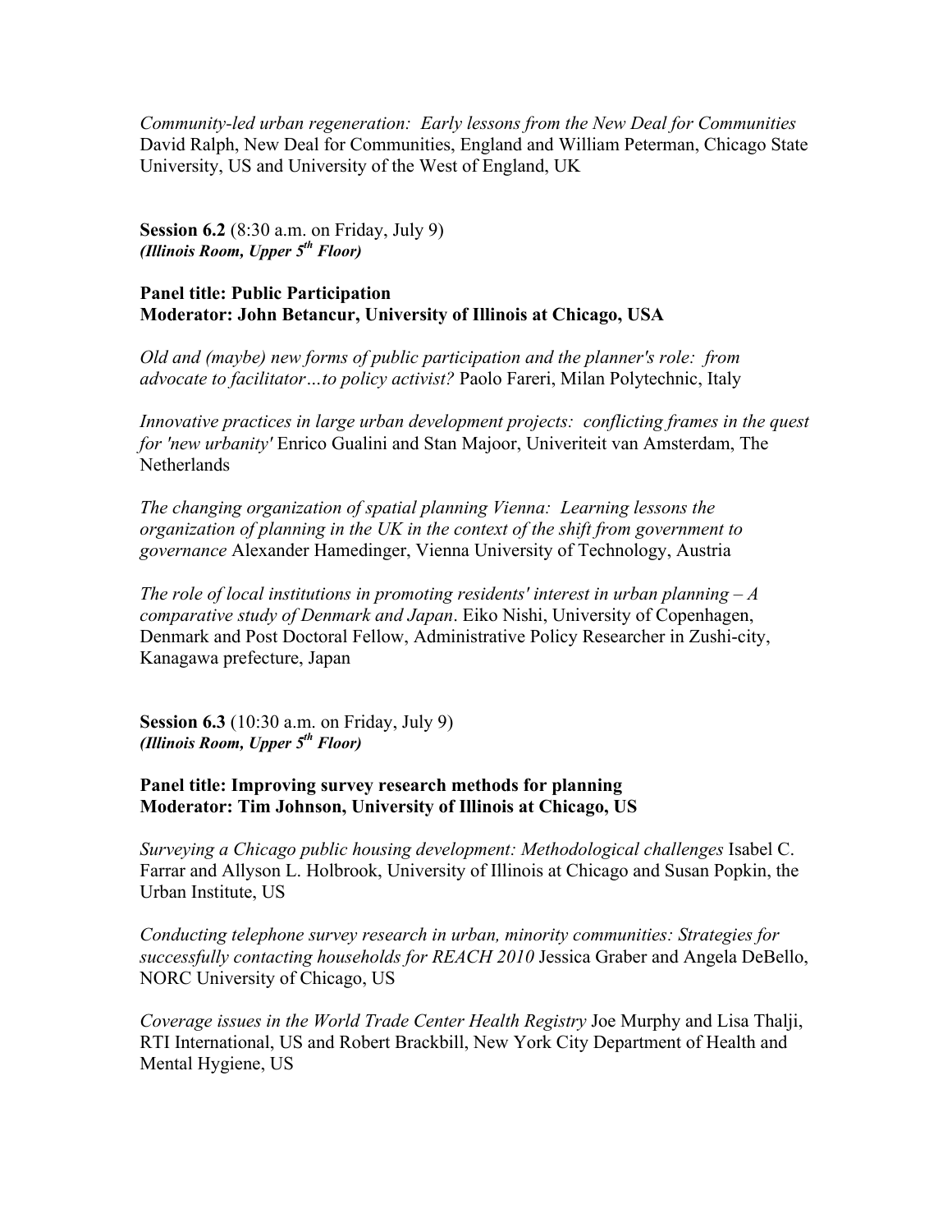*Community-led urban regeneration: Early lessons from the New Deal for Communities* David Ralph, New Deal for Communities, England and William Peterman, Chicago State University, US and University of the West of England, UK

**Session 6.2** (8:30 a.m. on Friday, July 9)
***(Illinois Room, Upper 5th Floor)***

**Panel title: Public Participation**
**Moderator: John Betancur, University of Illinois at Chicago, USA**

*Old and (maybe) new forms of public participation and the planner's role: from advocate to facilitator…to policy activist?* Paolo Fareri, Milan Polytechnic, Italy

*Innovative practices in large urban development projects: conflicting frames in the quest for 'new urbanity'* Enrico Gualini and Stan Majoor, Univeriteit van Amsterdam, The Netherlands

*The changing organization of spatial planning Vienna: Learning lessons the organization of planning in the UK in the context of the shift from government to governance* Alexander Hamedinger, Vienna University of Technology, Austria

*The role of local institutions in promoting residents' interest in urban planning – A comparative study of Denmark and Japan*. Eiko Nishi, University of Copenhagen, Denmark and Post Doctoral Fellow, Administrative Policy Researcher in Zushi-city, Kanagawa prefecture, Japan

**Session 6.3** (10:30 a.m. on Friday, July 9)
***(Illinois Room, Upper 5th Floor)***

**Panel title: Improving survey research methods for planning**
**Moderator: Tim Johnson, University of Illinois at Chicago, US**

*Surveying a Chicago public housing development: Methodological challenges* Isabel C. Farrar and Allyson L. Holbrook, University of Illinois at Chicago and Susan Popkin, the Urban Institute, US

*Conducting telephone survey research in urban, minority communities: Strategies for successfully contacting households for REACH 2010* Jessica Graber and Angela DeBello, NORC University of Chicago, US

*Coverage issues in the World Trade Center Health Registry* Joe Murphy and Lisa Thalji, RTI International, US and Robert Brackbill, New York City Department of Health and Mental Hygiene, US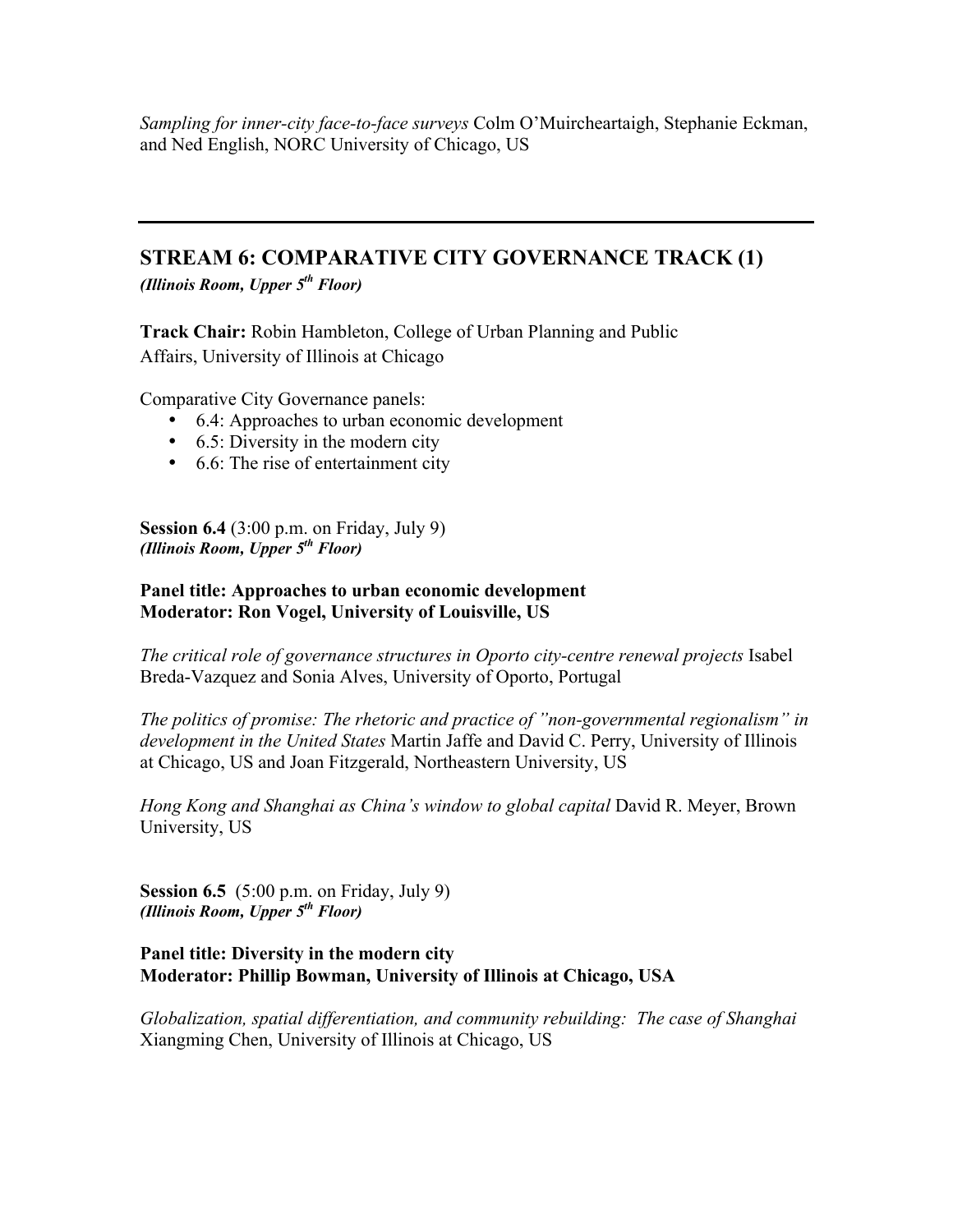*Sampling for inner-city face-to-face surveys* Colm O'Muircheartaigh, Stephanie Eckman, and Ned English, NORC University of Chicago, US

---

## STREAM 6: COMPARATIVE CITY GOVERNANCE TRACK (1)

***(Illinois Room, Upper 5th Floor)***

**Track Chair:** Robin Hambleton, College of Urban Planning and Public Affairs, University of Illinois at Chicago

Comparative City Governance panels:

- 6.4: Approaches to urban economic development
- 6.5: Diversity in the modern city
- 6.6: The rise of entertainment city

**Session 6.4** (3:00 p.m. on Friday, July 9)
***(Illinois Room, Upper 5th Floor)***

**Panel title: Approaches to urban economic development**
**Moderator: Ron Vogel, University of Louisville, US**

*The critical role of governance structures in Oporto city-centre renewal projects* Isabel Breda-Vazquez and Sonia Alves, University of Oporto, Portugal

*The politics of promise: The rhetoric and practice of "non-governmental regionalism" in development in the United States* Martin Jaffe and David C. Perry, University of Illinois at Chicago, US and Joan Fitzgerald, Northeastern University, US

*Hong Kong and Shanghai as China's window to global capital* David R. Meyer, Brown University, US

**Session 6.5** (5:00 p.m. on Friday, July 9)
***(Illinois Room, Upper 5th Floor)***

**Panel title: Diversity in the modern city**
**Moderator: Phillip Bowman, University of Illinois at Chicago, USA**

*Globalization, spatial differentiation, and community rebuilding: The case of Shanghai* Xiangming Chen, University of Illinois at Chicago, US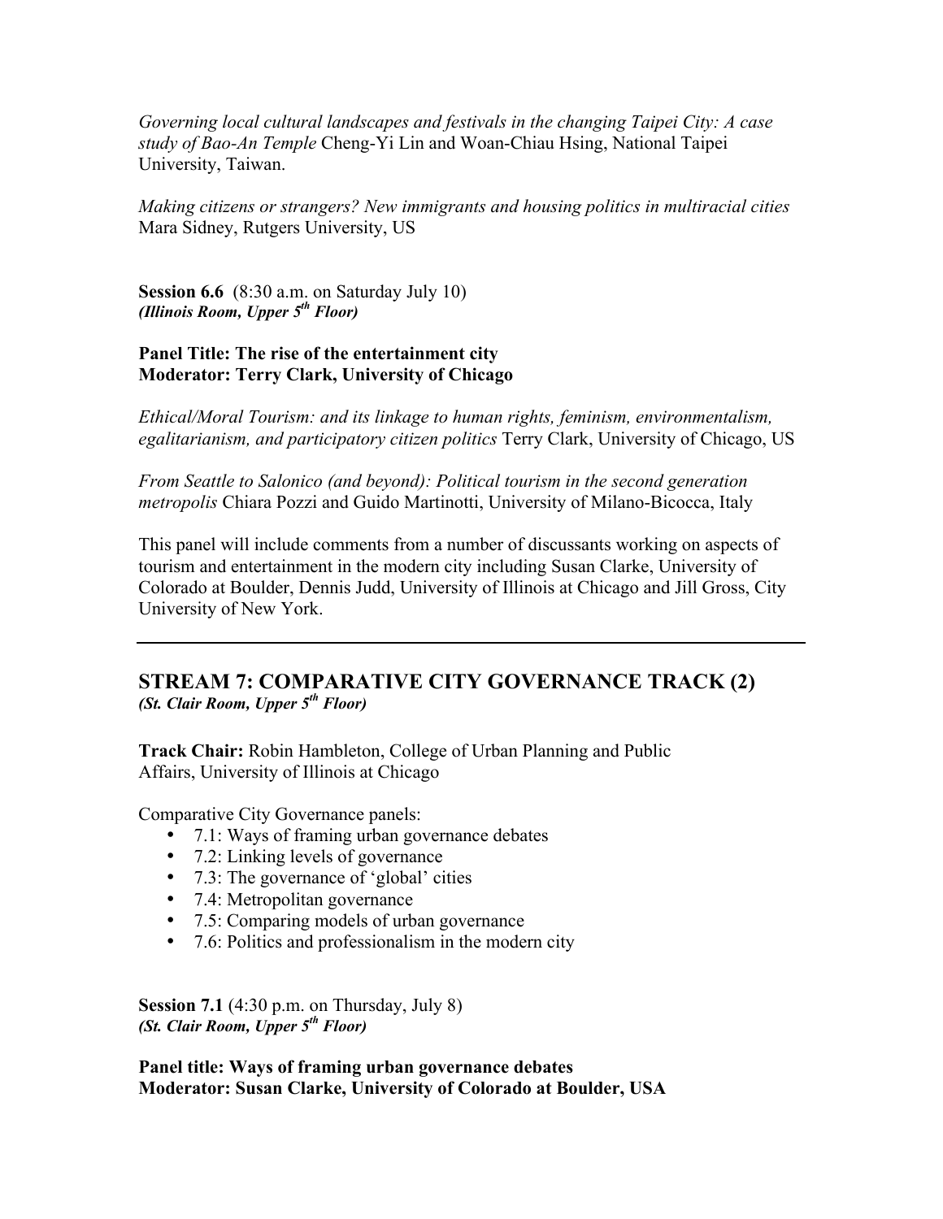*Governing local cultural landscapes and festivals in the changing Taipei City: A case study of Bao-An Temple* Cheng-Yi Lin and Woan-Chiau Hsing, National Taipei University, Taiwan.

*Making citizens or strangers? New immigrants and housing politics in multiracial cities* Mara Sidney, Rutgers University, US

**Session 6.6** (8:30 a.m. on Saturday July 10)
***(Illinois Room, Upper 5th Floor)***

**Panel Title: The rise of the entertainment city**
**Moderator: Terry Clark, University of Chicago**

*Ethical/Moral Tourism: and its linkage to human rights, feminism, environmentalism, egalitarianism, and participatory citizen politics* Terry Clark, University of Chicago, US

*From Seattle to Salonico (and beyond): Political tourism in the second generation metropolis* Chiara Pozzi and Guido Martinotti, University of Milano-Bicocca, Italy

This panel will include comments from a number of discussants working on aspects of tourism and entertainment in the modern city including Susan Clarke, University of Colorado at Boulder, Dennis Judd, University of Illinois at Chicago and Jill Gross, City University of New York.

---

## STREAM 7: COMPARATIVE CITY GOVERNANCE TRACK (2)

***(St. Clair Room, Upper 5th Floor)***

**Track Chair:** Robin Hambleton, College of Urban Planning and Public Affairs, University of Illinois at Chicago

Comparative City Governance panels:

- 7.1: Ways of framing urban governance debates
- 7.2: Linking levels of governance
- 7.3: The governance of 'global' cities
- 7.4: Metropolitan governance
- 7.5: Comparing models of urban governance
- 7.6: Politics and professionalism in the modern city

**Session 7.1** (4:30 p.m. on Thursday, July 8)
***(St. Clair Room, Upper 5th Floor)***

**Panel title: Ways of framing urban governance debates**
**Moderator: Susan Clarke, University of Colorado at Boulder, USA**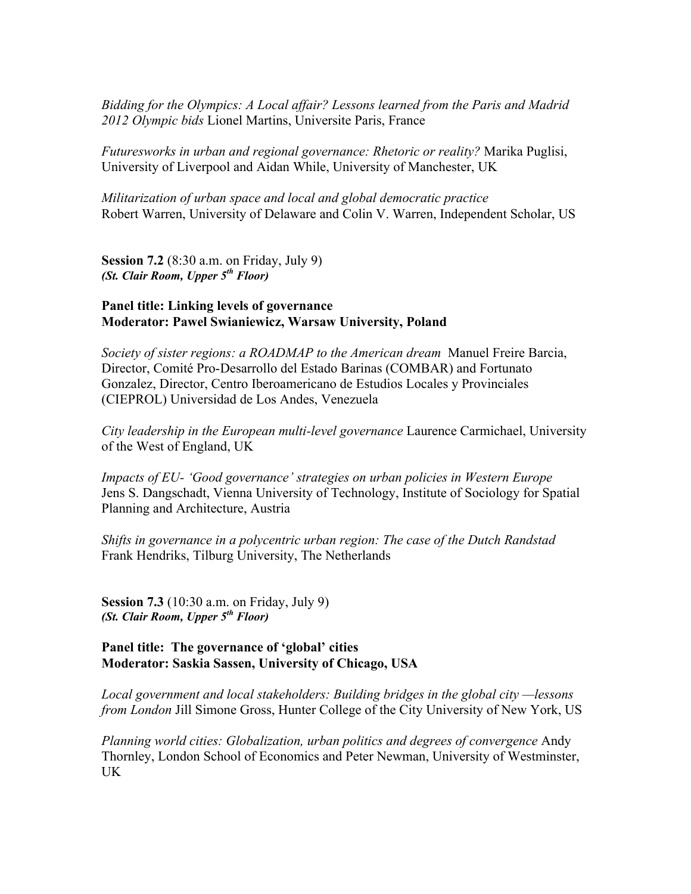*Bidding for the Olympics: A Local affair? Lessons learned from the Paris and Madrid 2012 Olympic bids* Lionel Martins, Universite Paris, France

*Futuresworks in urban and regional governance: Rhetoric or reality?* Marika Puglisi, University of Liverpool and Aidan While, University of Manchester, UK

*Militarization of urban space and local and global democratic practice* Robert Warren, University of Delaware and Colin V. Warren, Independent Scholar, US

**Session 7.2** (8:30 a.m. on Friday, July 9)
***(St. Clair Room, Upper 5th Floor)***

**Panel title: Linking levels of governance**
**Moderator: Pawel Swianiewicz, Warsaw University, Poland**

*Society of sister regions: a ROADMAP to the American dream* Manuel Freire Barcia, Director, Comité Pro-Desarrollo del Estado Barinas (COMBAR) and Fortunato Gonzalez, Director, Centro Iberoamericano de Estudios Locales y Provinciales (CIEPROL) Universidad de Los Andes, Venezuela

*City leadership in the European multi-level governance* Laurence Carmichael, University of the West of England, UK

*Impacts of EU- 'Good governance' strategies on urban policies in Western Europe* Jens S. Dangschadt, Vienna University of Technology, Institute of Sociology for Spatial Planning and Architecture, Austria

*Shifts in governance in a polycentric urban region: The case of the Dutch Randstad* Frank Hendriks, Tilburg University, The Netherlands

**Session 7.3** (10:30 a.m. on Friday, July 9)
***(St. Clair Room, Upper 5th Floor)***

**Panel title: The governance of 'global' cities**
**Moderator: Saskia Sassen, University of Chicago, USA**

*Local government and local stakeholders: Building bridges in the global city —lessons from London* Jill Simone Gross, Hunter College of the City University of New York, US

*Planning world cities: Globalization, urban politics and degrees of convergence* Andy Thornley, London School of Economics and Peter Newman, University of Westminster, UK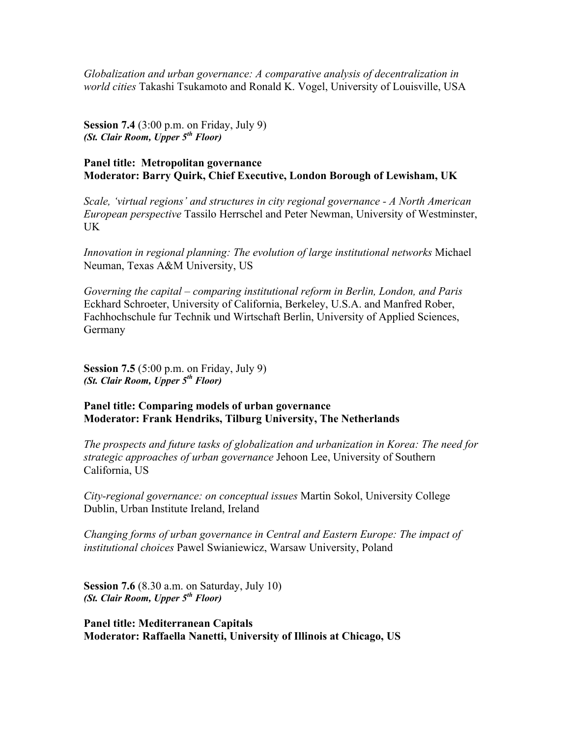*Globalization and urban governance: A comparative analysis of decentralization in world cities* Takashi Tsukamoto and Ronald K. Vogel, University of Louisville, USA

**Session 7.4** (3:00 p.m. on Friday, July 9)
***(St. Clair Room, Upper 5th Floor)***

**Panel title: Metropolitan governance**
**Moderator: Barry Quirk, Chief Executive, London Borough of Lewisham, UK**

*Scale, 'virtual regions' and structures in city regional governance - A North American European perspective* Tassilo Herrschel and Peter Newman, University of Westminster, UK

*Innovation in regional planning: The evolution of large institutional networks* Michael Neuman, Texas A&M University, US

*Governing the capital – comparing institutional reform in Berlin, London, and Paris* Eckhard Schroeter, University of California, Berkeley, U.S.A. and Manfred Rober, Fachhochschule fur Technik und Wirtschaft Berlin, University of Applied Sciences, Germany

**Session 7.5** (5:00 p.m. on Friday, July 9)
***(St. Clair Room, Upper 5th Floor)***

**Panel title: Comparing models of urban governance**
**Moderator: Frank Hendriks, Tilburg University, The Netherlands**

*The prospects and future tasks of globalization and urbanization in Korea: The need for strategic approaches of urban governance* Jehoon Lee, University of Southern California, US

*City-regional governance: on conceptual issues* Martin Sokol, University College Dublin, Urban Institute Ireland, Ireland

*Changing forms of urban governance in Central and Eastern Europe: The impact of institutional choices* Pawel Swianiewicz, Warsaw University, Poland

**Session 7.6** (8.30 a.m. on Saturday, July 10)
***(St. Clair Room, Upper 5th Floor)***

**Panel title: Mediterranean Capitals**
**Moderator: Raffaella Nanetti, University of Illinois at Chicago, US**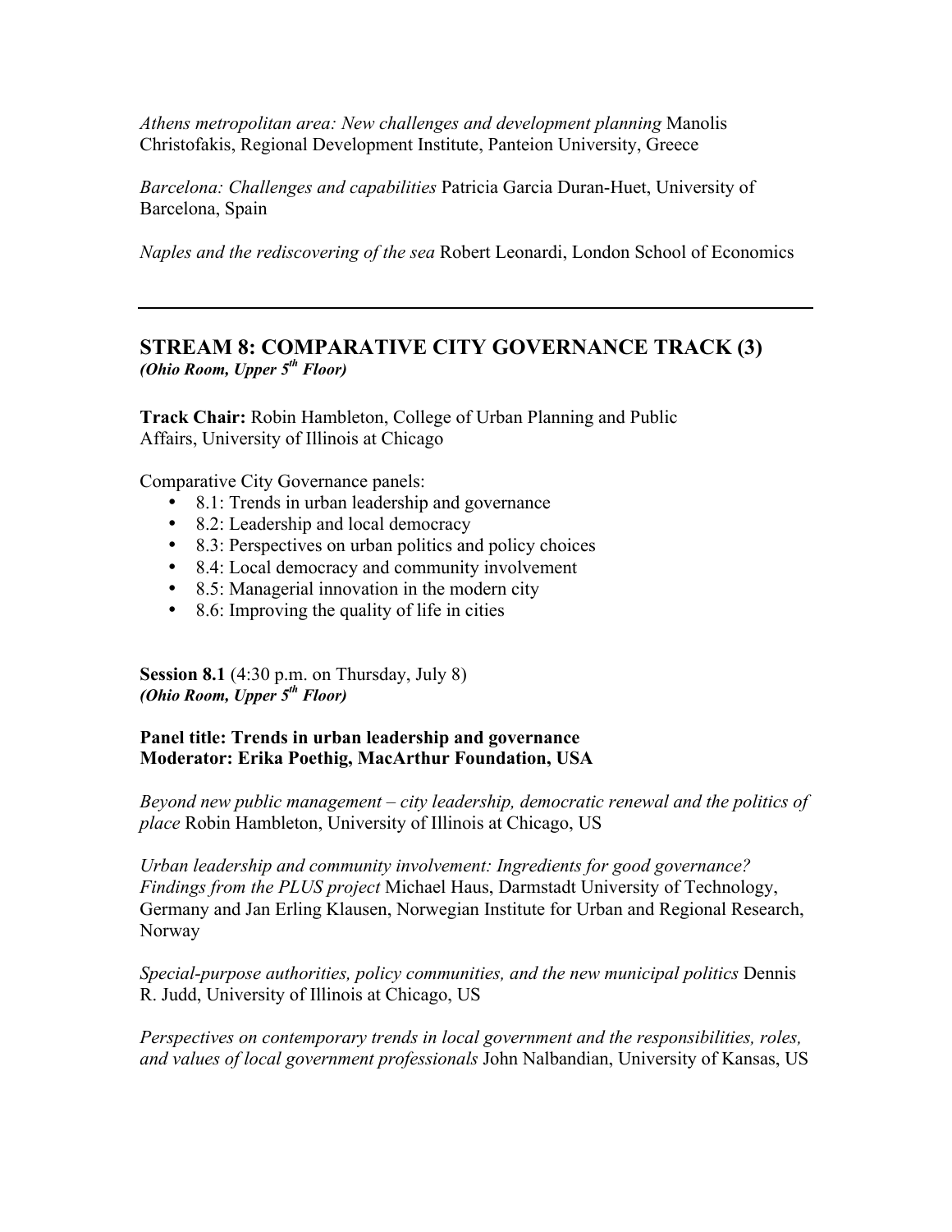*Athens metropolitan area: New challenges and development planning* Manolis Christofakis, Regional Development Institute, Panteion University, Greece

*Barcelona: Challenges and capabilities* Patricia Garcia Duran-Huet, University of Barcelona, Spain

*Naples and the rediscovering of the sea* Robert Leonardi, London School of Economics

---

## STREAM 8: COMPARATIVE CITY GOVERNANCE TRACK (3)

***(Ohio Room, Upper 5th Floor)***

**Track Chair:** Robin Hambleton, College of Urban Planning and Public Affairs, University of Illinois at Chicago

Comparative City Governance panels:

- 8.1: Trends in urban leadership and governance
- 8.2: Leadership and local democracy
- 8.3: Perspectives on urban politics and policy choices
- 8.4: Local democracy and community involvement
- 8.5: Managerial innovation in the modern city
- 8.6: Improving the quality of life in cities

**Session 8.1** (4:30 p.m. on Thursday, July 8)
***(Ohio Room, Upper 5th Floor)***

**Panel title: Trends in urban leadership and governance**
**Moderator: Erika Poethig, MacArthur Foundation, USA**

*Beyond new public management – city leadership, democratic renewal and the politics of place* Robin Hambleton, University of Illinois at Chicago, US

*Urban leadership and community involvement: Ingredients for good governance? Findings from the PLUS project* Michael Haus, Darmstadt University of Technology, Germany and Jan Erling Klausen, Norwegian Institute for Urban and Regional Research, Norway

*Special-purpose authorities, policy communities, and the new municipal politics* Dennis R. Judd, University of Illinois at Chicago, US

*Perspectives on contemporary trends in local government and the responsibilities, roles, and values of local government professionals* John Nalbandian, University of Kansas, US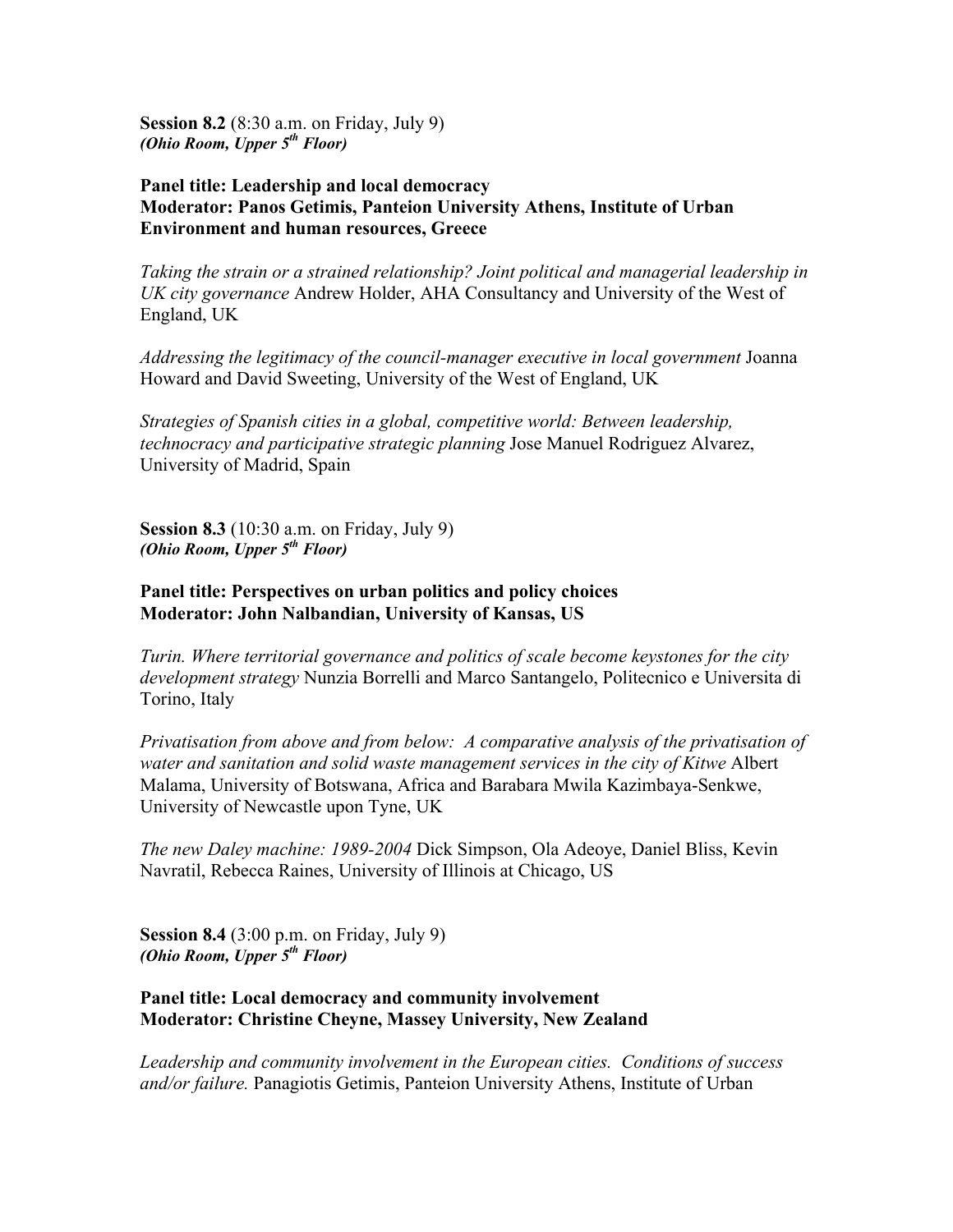**Session 8.2** (8:30 a.m. on Friday, July 9)
***(Ohio Room, Upper 5th Floor)***

**Panel title: Leadership and local democracy**
**Moderator: Panos Getimis, Panteion University Athens, Institute of Urban Environment and human resources, Greece**

*Taking the strain or a strained relationship? Joint political and managerial leadership in UK city governance* Andrew Holder, AHA Consultancy and University of the West of England, UK

*Addressing the legitimacy of the council-manager executive in local government* Joanna Howard and David Sweeting, University of the West of England, UK

*Strategies of Spanish cities in a global, competitive world: Between leadership, technocracy and participative strategic planning* Jose Manuel Rodriguez Alvarez, University of Madrid, Spain

**Session 8.3** (10:30 a.m. on Friday, July 9)
***(Ohio Room, Upper 5th Floor)***

**Panel title: Perspectives on urban politics and policy choices**
**Moderator: John Nalbandian, University of Kansas, US**

*Turin. Where territorial governance and politics of scale become keystones for the city development strategy* Nunzia Borrelli and Marco Santangelo, Politecnico e Universita di Torino, Italy

*Privatisation from above and from below: A comparative analysis of the privatisation of water and sanitation and solid waste management services in the city of Kitwe* Albert Malama, University of Botswana, Africa and Barabara Mwila Kazimbaya-Senkwe, University of Newcastle upon Tyne, UK

*The new Daley machine: 1989-2004* Dick Simpson, Ola Adeoye, Daniel Bliss, Kevin Navratil, Rebecca Raines, University of Illinois at Chicago, US

**Session 8.4** (3:00 p.m. on Friday, July 9)
***(Ohio Room, Upper 5th Floor)***

**Panel title: Local democracy and community involvement**
**Moderator: Christine Cheyne, Massey University, New Zealand**

*Leadership and community involvement in the European cities. Conditions of success and/or failure.* Panagiotis Getimis, Panteion University Athens, Institute of Urban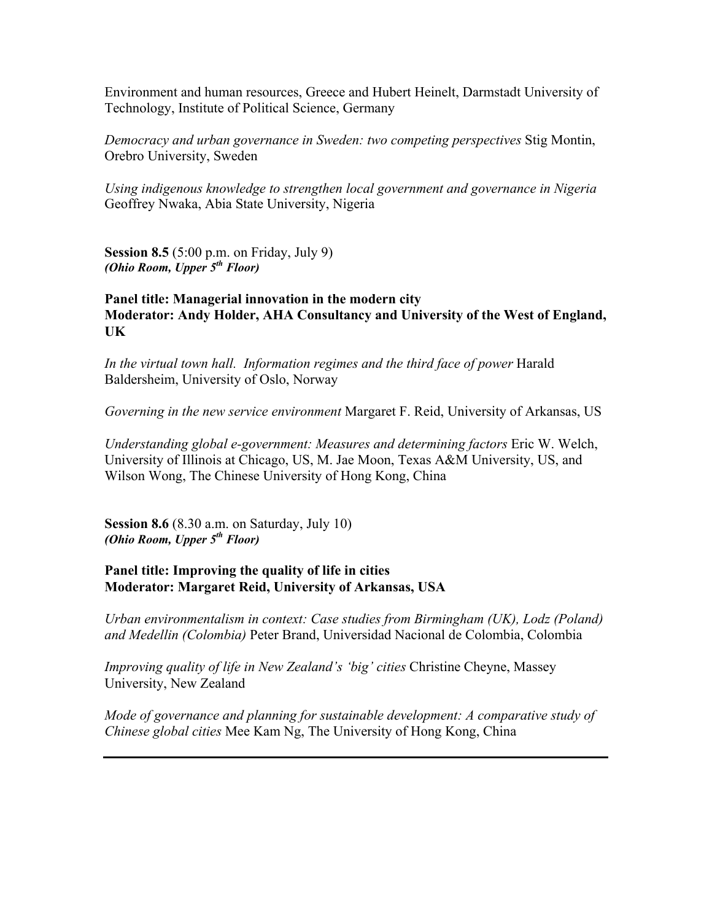Environment and human resources, Greece and Hubert Heinelt, Darmstadt University of Technology, Institute of Political Science, Germany

*Democracy and urban governance in Sweden: two competing perspectives* Stig Montin, Orebro University, Sweden

*Using indigenous knowledge to strengthen local government and governance in Nigeria* Geoffrey Nwaka, Abia State University, Nigeria

**Session 8.5** (5:00 p.m. on Friday, July 9)
***(Ohio Room, Upper 5th Floor)***

**Panel title: Managerial innovation in the modern city**
**Moderator: Andy Holder, AHA Consultancy and University of the West of England, UK**

*In the virtual town hall. Information regimes and the third face of power* Harald Baldersheim, University of Oslo, Norway

*Governing in the new service environment* Margaret F. Reid, University of Arkansas, US

*Understanding global e-government: Measures and determining factors* Eric W. Welch, University of Illinois at Chicago, US, M. Jae Moon, Texas A&M University, US, and Wilson Wong, The Chinese University of Hong Kong, China

**Session 8.6** (8.30 a.m. on Saturday, July 10)
***(Ohio Room, Upper 5th Floor)***

**Panel title: Improving the quality of life in cities**
**Moderator: Margaret Reid, University of Arkansas, USA**

*Urban environmentalism in context: Case studies from Birmingham (UK), Lodz (Poland) and Medellin (Colombia)* Peter Brand, Universidad Nacional de Colombia, Colombia

*Improving quality of life in New Zealand's 'big' cities* Christine Cheyne, Massey University, New Zealand

*Mode of governance and planning for sustainable development: A comparative study of Chinese global cities* Mee Kam Ng, The University of Hong Kong, China